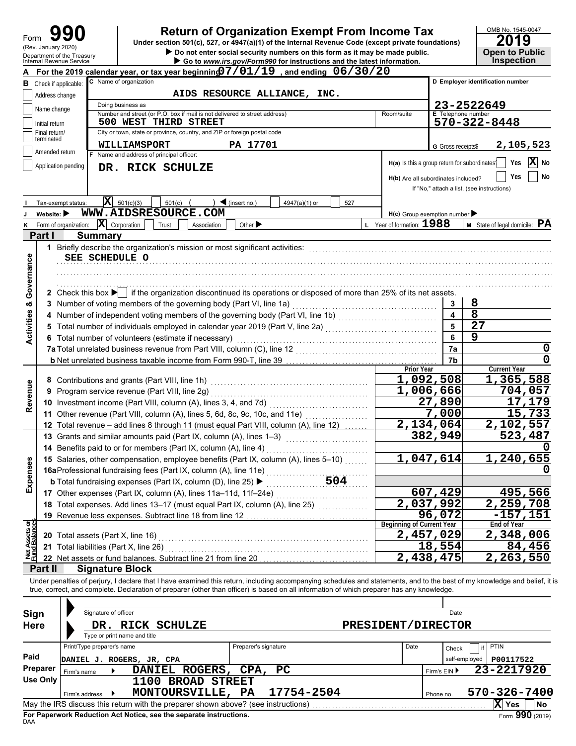Form **990** (Rev. January 2020) Department of the Treasury Internal Revenue Service

# Return of Organization Exempt From Income Tax

Under section 501(c), 527, or 4947(a)(1) of the Internal Revenue Code (except private foundations)

▶ Do not enter social security numbers on this form as it may be made public.

▶ Go to *www.irs.gov/Form990* for instructions and the latest information.

OMB No. 1545-0047 **2019** **Open to Public Inspection**

**A** For the 2019 calendar year, or tax year beginning 07/01/19, and ending 06/30/20

**B** Check if applicable: ☐ Address change ☐ Name change ☐ Initial return ☐ Final return/terminated ☐ Amended return ☐ Application pending

**C** Name of organization: AIDS RESOURCE ALLIANCE, INC.

Doing business as:

Number and street (or P.O. box if mail is not delivered to street address): 500 WEST THIRD STREET Room/suite:

City or town, state or province, country, and ZIP or foreign postal code: WILLIAMSPORT PA 17701

**D** Employer identification number: 23-2522649

**E** Telephone number: 570-322-8448

**G** Gross receipts $ 2,105,523

**F** Name and address of principal officer: DR. RICK SCHULZE

H(a) Is this a group return for subordinates? ☐ Yes ☒ No

H(b) Are all subordinates included? ☐ Yes ☐ No If "No," attach a list. (see instructions)

**I** Tax-exempt status: ☒ 501(c)(3) ☐ 501(c) ( ) ◀ (insert no.) ☐ 4947(a)(1) or ☐ 527

**J** Website: ▶ WWW.AIDSRESOURCE.COM

H(c) Group exemption number ▶

**K** Form of organization: ☒ Corporation ☐ Trust ☐ Association ☐ Other ▶

**L** Year of formation: 1988 **M** State of legal domicile: PA

## Part I Summary

**Activities & Governance**

1 Briefly describe the organization's mission or most significant activities: SEE SCHEDULE O

2 Check this box ▶ ☐ if the organization discontinued its operations or disposed of more than 25% of its net assets.

| | | Line | Value |
|---|---|---|---|
| 3 | Number of voting members of the governing body (Part VI, line 1a) | 3 | 8 |
| 4 | Number of independent voting members of the governing body (Part VI, line 1b) | 4 | 8 |
| 5 | Total number of individuals employed in calendar year 2019 (Part V, line 2a) | 5 | 27 |
| 6 | Total number of volunteers (estimate if necessary) | 6 | 9 |
| 7a | Total unrelated business revenue from Part VIII, column (C), line 12 | 7a | 0 |
| b | Net unrelated business taxable income from Form 990-T, line 39 | 7b | 0 |

| | | Prior Year | Current Year |
|---|---|---|---|
| **Revenue** | | | |
| 8 | Contributions and grants (Part VIII, line 1h) | 1,092,508 | 1,365,588 |
| 9 | Program service revenue (Part VIII, line 2g) | 1,006,666 | 704,057 |
| 10 | Investment income (Part VIII, column (A), lines 3, 4, and 7d) | 27,890 | 17,179 |
| 11 | Other revenue (Part VIII, column (A), lines 5, 6d, 8c, 9c, 10c, and 11e) | 7,000 | 15,733 |
| 12 | Total revenue – add lines 8 through 11 (must equal Part VIII, column (A), line 12) | 2,134,064 | 2,102,557 |
| **Expenses** | | | |
| 13 | Grants and similar amounts paid (Part IX, column (A), lines 1–3) | 382,949 | 523,487 |
| 14 | Benefits paid to or for members (Part IX, column (A), line 4) | | 0 |
| 15 | Salaries, other compensation, employee benefits (Part IX, column (A), lines 5–10) | 1,047,614 | 1,240,655 |
| 16a | Professional fundraising fees (Part IX, column (A), line 11e) | | 0 |
| b | Total fundraising expenses (Part IX, column (D), line 25) ▶ 504 | | |
| 17 | Other expenses (Part IX, column (A), lines 11a–11d, 11f–24e) | 607,429 | 495,566 |
| 18 | Total expenses. Add lines 13–17 (must equal Part IX, column (A), line 25) | 2,037,992 | 2,259,708 |
| 19 | Revenue less expenses. Subtract line 18 from line 12 | 96,072 | -157,151 |
| **Net Assets or Fund Balances** | | **Beginning of Current Year** | **End of Year** |
| 20 | Total assets (Part X, line 16) | 2,457,029 | 2,348,006 |
| 21 | Total liabilities (Part X, line 26) | 18,554 | 84,456 |
| 22 | Net assets or fund balances. Subtract line 21 from line 20 | 2,438,475 | 2,263,550 |

## Part II Signature Block

Under penalties of perjury, I declare that I have examined this return, including accompanying schedules and statements, and to the best of my knowledge and belief, it is true, correct, and complete. Declaration of preparer (other than officer) is based on all information of which preparer has any knowledge.

**Sign Here**

Signature of officer — Date

DR. RICK SCHULZE PRESIDENT/DIRECTOR

Type or print name and title

**Paid Preparer Use Only**

| Print/Type preparer's name | Preparer's signature | Date | Check ☐ if self-employed | PTIN |
|---|---|---|---|---|
| DANIEL J. ROGERS, JR, CPA | | | | P00117522 |

Firm's name ▶ DANIEL ROGERS, CPA, PC — Firm's EIN ▶ 23-2217920

Firm's address ▶ 1100 BROAD STREET MONTOURSVILLE, PA 17754-2504 — Phone no. 570-326-7400

May the IRS discuss this return with the preparer shown above? (see instructions) ☒ Yes ☐ No

**For Paperwork Reduction Act Notice, see the separate instructions.** DAA Form **990** (2019)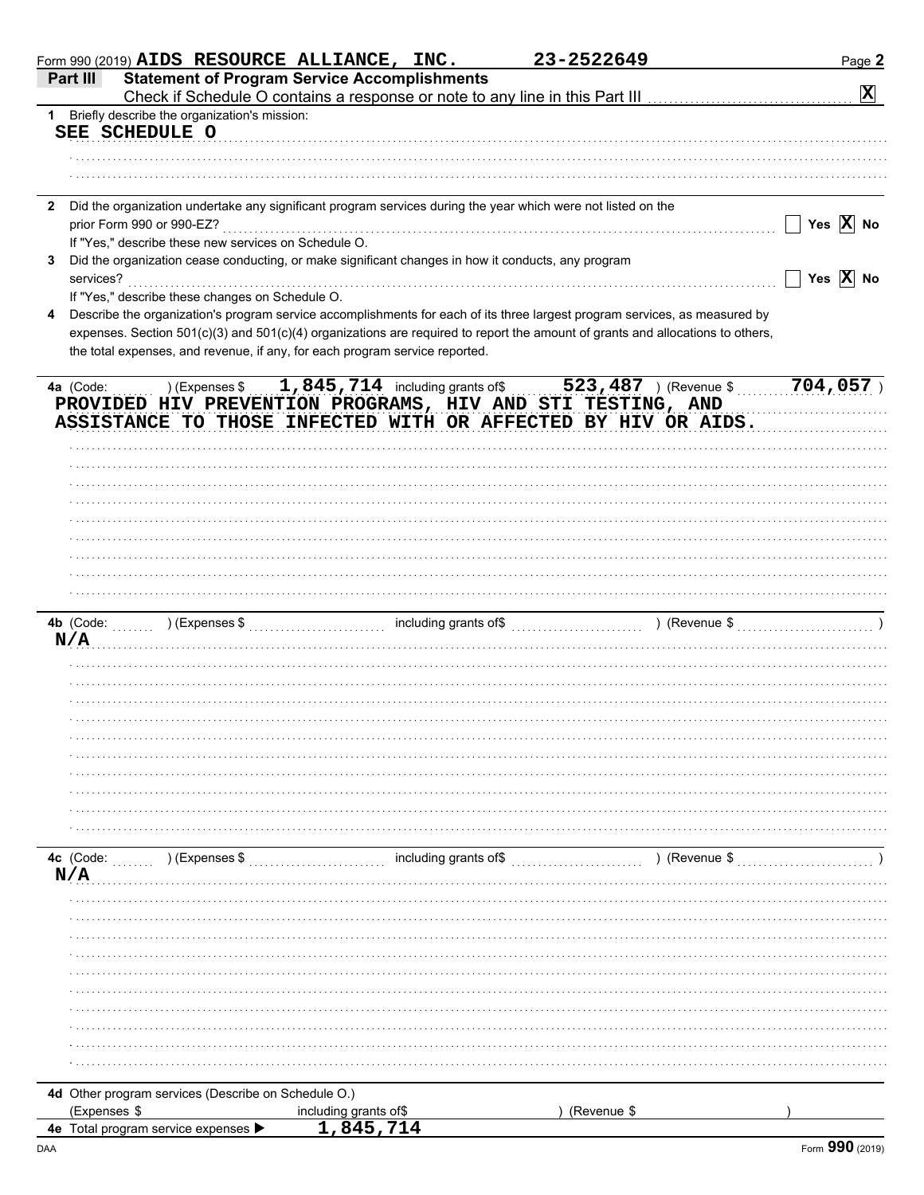Form 990 (2019) **AIDS RESOURCE ALLIANCE, INC.** **23-2522649** Page **2**

## Part III Statement of Program Service Accomplishments

Check if Schedule O contains a response or note to any line in this Part III .......... [X]

**1** Briefly describe the organization's mission:

SEE SCHEDULE O

**2** Did the organization undertake any significant program services during the year which were not listed on the prior Form 990 or 990-EZ? .......... [ ] Yes [X] No

If "Yes," describe these new services on Schedule O.

**3** Did the organization cease conducting, or make significant changes in how it conducts, any program services? .......... [ ] Yes [X] No

If "Yes," describe these changes on Schedule O.

**4** Describe the organization's program service accomplishments for each of its three largest program services, as measured by expenses. Section 501(c)(3) and 501(c)(4) organizations are required to report the amount of grants and allocations to others, the total expenses, and revenue, if any, for each program service reported.

**4a** (Code: ) (Expenses $ 1,845,714 including grants of$ 523,487 ) (Revenue $ 704,057 )

PROVIDED HIV PREVENTION PROGRAMS, HIV AND STI TESTING, AND ASSISTANCE TO THOSE INFECTED WITH OR AFFECTED BY HIV OR AIDS.

**4b** (Code: ) (Expenses $ including grants of$ ) (Revenue $ )

N/A

**4c** (Code: ) (Expenses $ including grants of$ ) (Revenue $ )

N/A

**4d** Other program services (Describe on Schedule O.)

(Expenses $ including grants of$ ) (Revenue $ )

**4e** Total program service expenses ▶ 1,845,714

DAA Form **990** (2019)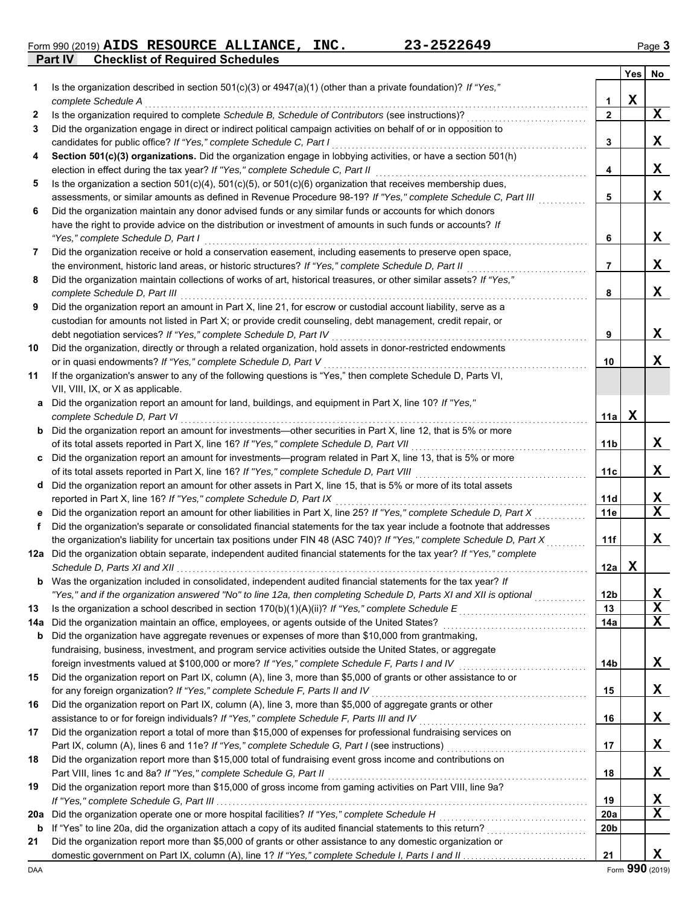Form 990 (2019) **AIDS RESOURCE ALLIANCE, INC.** **23-2522649** Page 3

## Part IV Checklist of Required Schedules

| | | | Yes | No |
|---|---|---|---|---|
| **1** | Is the organization described in section 501(c)(3) or 4947(a)(1) (other than a private foundation)? *If "Yes," complete Schedule A* | **1** | X | |
| **2** | Is the organization required to complete *Schedule B, Schedule of Contributors* (see instructions)? | **2** | | X |
| **3** | Did the organization engage in direct or indirect political campaign activities on behalf of or in opposition to candidates for public office? *If "Yes," complete Schedule C, Part I* | **3** | | X |
| **4** | **Section 501(c)(3) organizations.** Did the organization engage in lobbying activities, or have a section 501(h) election in effect during the tax year? *If "Yes," complete Schedule C, Part II* | **4** | | X |
| **5** | Is the organization a section 501(c)(4), 501(c)(5), or 501(c)(6) organization that receives membership dues, assessments, or similar amounts as defined in Revenue Procedure 98-19? *If "Yes," complete Schedule C, Part III* | **5** | | X |
| **6** | Did the organization maintain any donor advised funds or any similar funds or accounts for which donors have the right to provide advice on the distribution or investment of amounts in such funds or accounts? *If "Yes," complete Schedule D, Part I* | **6** | | X |
| **7** | Did the organization receive or hold a conservation easement, including easements to preserve open space, the environment, historic land areas, or historic structures? *If "Yes," complete Schedule D, Part II* | **7** | | X |
| **8** | Did the organization maintain collections of works of art, historical treasures, or other similar assets? *If "Yes," complete Schedule D, Part III* | **8** | | X |
| **9** | Did the organization report an amount in Part X, line 21, for escrow or custodial account liability, serve as a custodian for amounts not listed in Part X; or provide credit counseling, debt management, credit repair, or debt negotiation services? *If "Yes," complete Schedule D, Part IV* | **9** | | X |
| **10** | Did the organization, directly or through a related organization, hold assets in donor-restricted endowments or in quasi endowments? *If "Yes," complete Schedule D, Part V* | **10** | | X |
| **11** | If the organization's answer to any of the following questions is "Yes," then complete Schedule D, Parts VI, VII, VIII, IX, or X as applicable. | | | |
| **a** | Did the organization report an amount for land, buildings, and equipment in Part X, line 10? *If "Yes," complete Schedule D, Part VI* | **11a** | X | |
| **b** | Did the organization report an amount for investments—other securities in Part X, line 12, that is 5% or more of its total assets reported in Part X, line 16? *If "Yes," complete Schedule D, Part VII* | **11b** | | X |
| **c** | Did the organization report an amount for investments—program related in Part X, line 13, that is 5% or more of its total assets reported in Part X, line 16? *If "Yes," complete Schedule D, Part VIII* | **11c** | | X |
| **d** | Did the organization report an amount for other assets in Part X, line 15, that is 5% or more of its total assets reported in Part X, line 16? *If "Yes," complete Schedule D, Part IX* | **11d** | | X |
| **e** | Did the organization report an amount for other liabilities in Part X, line 25? *If "Yes," complete Schedule D, Part X* | **11e** | | X |
| **f** | Did the organization's separate or consolidated financial statements for the tax year include a footnote that addresses the organization's liability for uncertain tax positions under FIN 48 (ASC 740)? *If "Yes," complete Schedule D, Part X* | **11f** | | X |
| **12a** | Did the organization obtain separate, independent audited financial statements for the tax year? *If "Yes," complete Schedule D, Parts XI and XII* | **12a** | X | |
| **b** | Was the organization included in consolidated, independent audited financial statements for the tax year? *If "Yes," and if the organization answered "No" to line 12a, then completing Schedule D, Parts XI and XII is optional* | **12b** | | X |
| **13** | Is the organization a school described in section 170(b)(1)(A)(ii)? *If "Yes," complete Schedule E* | **13** | | X |
| **14a** | Did the organization maintain an office, employees, or agents outside of the United States? | **14a** | | X |
| **b** | Did the organization have aggregate revenues or expenses of more than $10,000 from grantmaking, fundraising, business, investment, and program service activities outside the United States, or aggregate foreign investments valued at $100,000 or more? *If "Yes," complete Schedule F, Parts I and IV* | **14b** | | X |
| **15** | Did the organization report on Part IX, column (A), line 3, more than $5,000 of grants or other assistance to or for any foreign organization? *If "Yes," complete Schedule F, Parts II and IV* | **15** | | X |
| **16** | Did the organization report on Part IX, column (A), line 3, more than $5,000 of aggregate grants or other assistance to or for foreign individuals? *If "Yes," complete Schedule F, Parts III and IV* | **16** | | X |
| **17** | Did the organization report a total of more than $15,000 of expenses for professional fundraising services on Part IX, column (A), lines 6 and 11e? *If "Yes," complete Schedule G, Part I* (see instructions) | **17** | | X |
| **18** | Did the organization report more than $15,000 total of fundraising event gross income and contributions on Part VIII, lines 1c and 8a? *If "Yes," complete Schedule G, Part II* | **18** | | X |
| **19** | Did the organization report more than $15,000 of gross income from gaming activities on Part VIII, line 9a? *If "Yes," complete Schedule G, Part III* | **19** | | X |
| **20a** | Did the organization operate one or more hospital facilities? *If "Yes," complete Schedule H* | **20a** | | X |
| **b** | If "Yes" to line 20a, did the organization attach a copy of its audited financial statements to this return? | **20b** | | |
| **21** | Did the organization report more than $5,000 of grants or other assistance to any domestic organization or domestic government on Part IX, column (A), line 1? *If "Yes," complete Schedule I, Parts I and II* | **21** | | X |

DAA Form **990** (2019)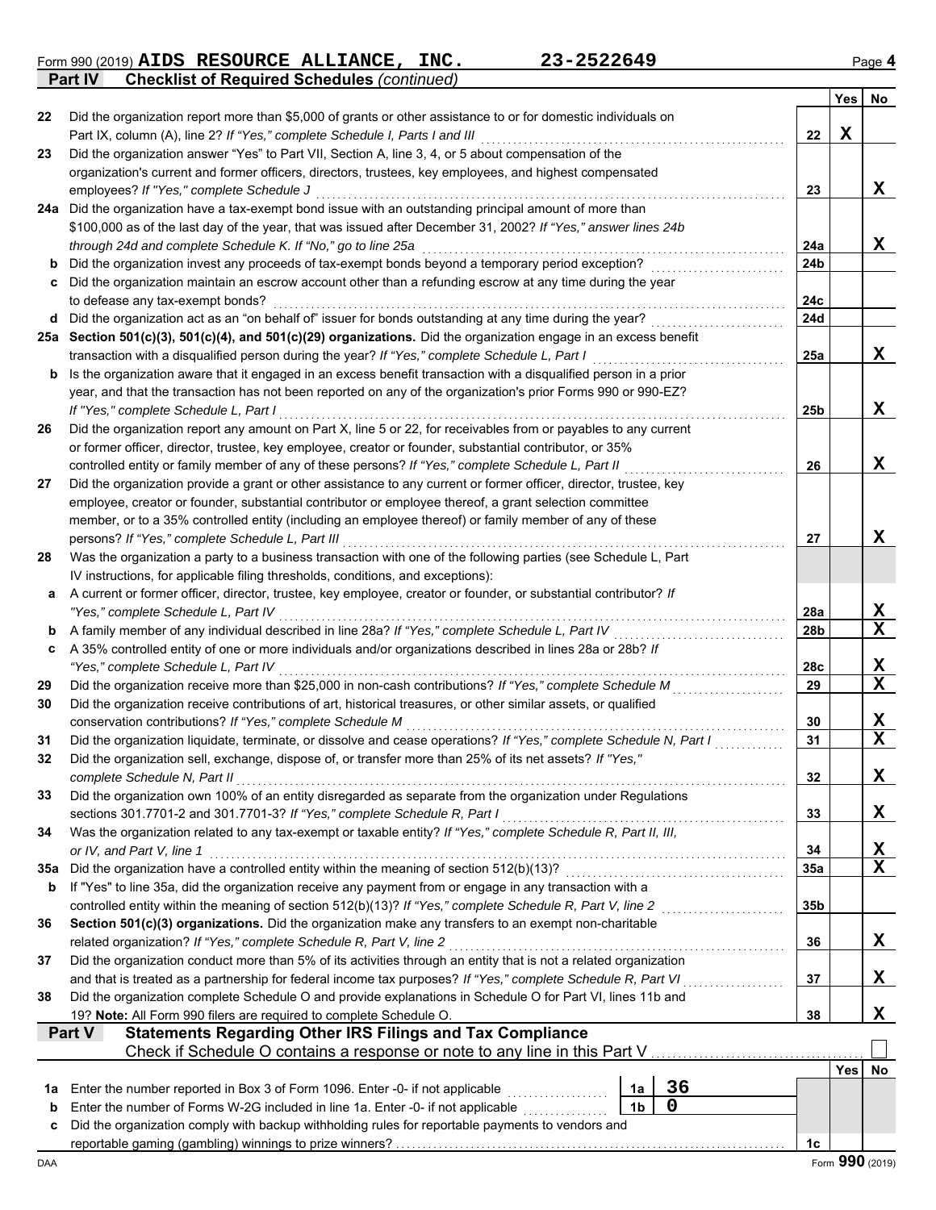Form 990 (2019) **AIDS RESOURCE ALLIANCE, INC.** **23-2522649** Page **4**

**Part IV — Checklist of Required Schedules** *(continued)*

| | | Line | Yes | No |
|---|---|---|---|---|
| **22** | Did the organization report more than $5,000 of grants or other assistance to or for domestic individuals on Part IX, column (A), line 2? *If "Yes," complete Schedule I, Parts I and III* | 22 | X | |
| **23** | Did the organization answer "Yes" to Part VII, Section A, line 3, 4, or 5 about compensation of the organization's current and former officers, directors, trustees, key employees, and highest compensated employees? *If "Yes," complete Schedule J* | 23 | | X |
| **24a** | Did the organization have a tax-exempt bond issue with an outstanding principal amount of more than $100,000 as of the last day of the year, that was issued after December 31, 2002? *If "Yes," answer lines 24b through 24d and complete Schedule K. If "No," go to line 25a* | 24a | | X |
| **b** | Did the organization invest any proceeds of tax-exempt bonds beyond a temporary period exception? | 24b | | |
| **c** | Did the organization maintain an escrow account other than a refunding escrow at any time during the year to defease any tax-exempt bonds? | 24c | | |
| **d** | Did the organization act as an "on behalf of" issuer for bonds outstanding at any time during the year? | 24d | | |
| **25a** | **Section 501(c)(3), 501(c)(4), and 501(c)(29) organizations.** Did the organization engage in an excess benefit transaction with a disqualified person during the year? *If "Yes," complete Schedule L, Part I* | 25a | | X |
| **b** | Is the organization aware that it engaged in an excess benefit transaction with a disqualified person in a prior year, and that the transaction has not been reported on any of the organization's prior Forms 990 or 990-EZ? *If "Yes," complete Schedule L, Part I* | 25b | | X |
| **26** | Did the organization report any amount on Part X, line 5 or 22, for receivables from or payables to any current or former officer, director, trustee, key employee, creator or founder, substantial contributor, or 35% controlled entity or family member of any of these persons? *If "Yes," complete Schedule L, Part II* | 26 | | X |
| **27** | Did the organization provide a grant or other assistance to any current or former officer, director, trustee, key employee, creator or founder, substantial contributor or employee thereof, a grant selection committee member, or to a 35% controlled entity (including an employee thereof) or family member of any of these persons? *If "Yes," complete Schedule L, Part III* | 27 | | X |
| **28** | Was the organization a party to a business transaction with one of the following parties (see Schedule L, Part IV instructions, for applicable filing thresholds, conditions, and exceptions): | | | |
| **a** | A current or former officer, director, trustee, key employee, creator or founder, or substantial contributor? *If "Yes," complete Schedule L, Part IV* | 28a | | X |
| **b** | A family member of any individual described in line 28a? *If "Yes," complete Schedule L, Part IV* | 28b | | X |
| **c** | A 35% controlled entity of one or more individuals and/or organizations described in lines 28a or 28b? *If "Yes," complete Schedule L, Part IV* | 28c | | X |
| **29** | Did the organization receive more than $25,000 in non-cash contributions? *If "Yes," complete Schedule M* | 29 | | X |
| **30** | Did the organization receive contributions of art, historical treasures, or other similar assets, or qualified conservation contributions? *If "Yes," complete Schedule M* | 30 | | X |
| **31** | Did the organization liquidate, terminate, or dissolve and cease operations? *If "Yes," complete Schedule N, Part I* | 31 | | X |
| **32** | Did the organization sell, exchange, dispose of, or transfer more than 25% of its net assets? *If "Yes," complete Schedule N, Part II* | 32 | | X |
| **33** | Did the organization own 100% of an entity disregarded as separate from the organization under Regulations sections 301.7701-2 and 301.7701-3? *If "Yes," complete Schedule R, Part I* | 33 | | X |
| **34** | Was the organization related to any tax-exempt or taxable entity? *If "Yes," complete Schedule R, Part II, III, or IV, and Part V, line 1* | 34 | | X |
| **35a** | Did the organization have a controlled entity within the meaning of section 512(b)(13)? | 35a | | X |
| **b** | If "Yes" to line 35a, did the organization receive any payment from or engage in any transaction with a controlled entity within the meaning of section 512(b)(13)? *If "Yes," complete Schedule R, Part V, line 2* | 35b | | |
| **36** | **Section 501(c)(3) organizations.** Did the organization make any transfers to an exempt non-charitable related organization? *If "Yes," complete Schedule R, Part V, line 2* | 36 | | X |
| **37** | Did the organization conduct more than 5% of its activities through an entity that is not a related organization and that is treated as a partnership for federal income tax purposes? *If "Yes," complete Schedule R, Part VI* | 37 | | X |
| **38** | Did the organization complete Schedule O and provide explanations in Schedule O for Part VI, lines 11b and 19? **Note:** All Form 990 filers are required to complete Schedule O. | 38 | | X |

**Part V — Statements Regarding Other IRS Filings and Tax Compliance**

Check if Schedule O contains a response or note to any line in this Part V ☐

| | | | | Line | Yes | No |
|---|---|---|---|---|---|---|
| **1a** | Enter the number reported in Box 3 of Form 1096. Enter -0- if not applicable | 1a | 36 | | | |
| **b** | Enter the number of Forms W-2G included in line 1a. Enter -0- if not applicable | 1b | 0 | | | |
| **c** | Did the organization comply with backup withholding rules for reportable payments to vendors and reportable gaming (gambling) winnings to prize winners? | | | 1c | | |

DAA Form **990** (2019)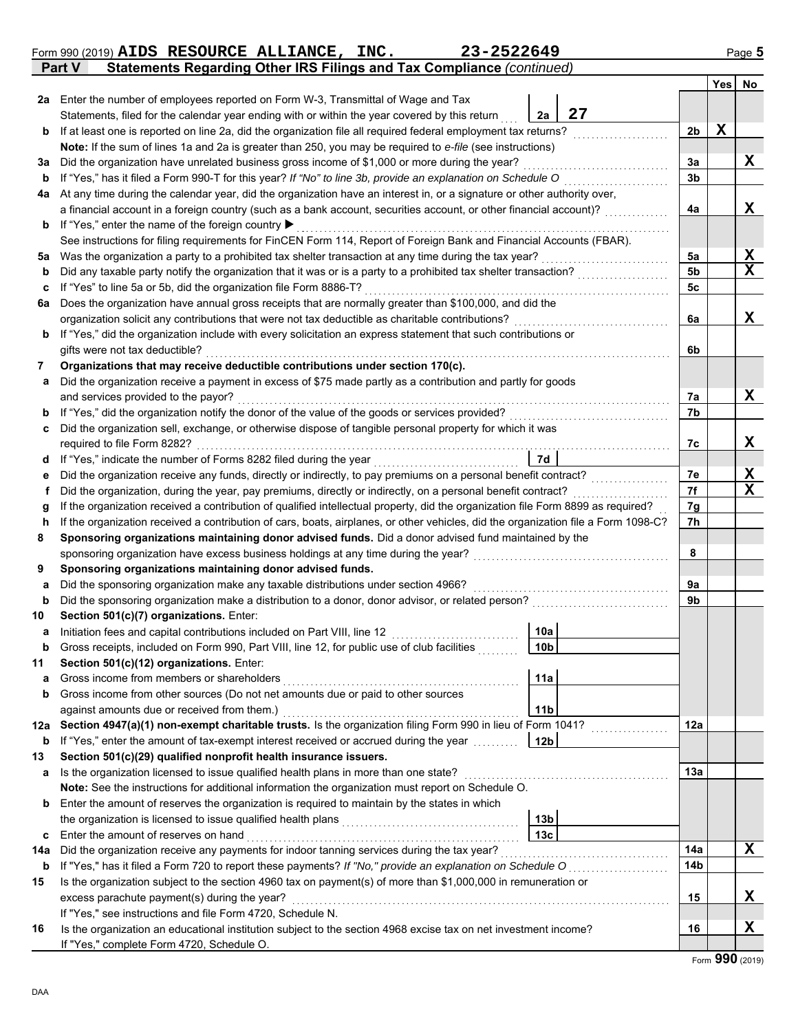Form 990 (2019) **AIDS RESOURCE ALLIANCE, INC. 23-2522649**

## Part V Statements Regarding Other IRS Filings and Tax Compliance *(continued)*

| | | | | | Yes | No |
|---|---|---|---|---|---|---|
| **2a** | Enter the number of employees reported on Form W-3, Transmittal of Wage and Tax Statements, filed for the calendar year ending with or within the year covered by this return | 2a | 27 | | | |
| **b** | If at least one is reported on line 2a, did the organization file all required federal employment tax returns? | | | 2b | X | |
| | **Note:** If the sum of lines 1a and 2a is greater than 250, you may be required to *e-file* (see instructions) | | | | | |
| **3a** | Did the organization have unrelated business gross income of $1,000 or more during the year? | | | 3a | | X |
| **b** | If "Yes," has it filed a Form 990-T for this year? *If "No" to line 3b, provide an explanation on Schedule O* | | | 3b | | |
| **4a** | At any time during the calendar year, did the organization have an interest in, or a signature or other authority over, a financial account in a foreign country (such as a bank account, securities account, or other financial account)? | | | 4a | | X |
| **b** | If "Yes," enter the name of the foreign country ▶ | | | | | |
| | See instructions for filing requirements for FinCEN Form 114, Report of Foreign Bank and Financial Accounts (FBAR). | | | | | |
| **5a** | Was the organization a party to a prohibited tax shelter transaction at any time during the tax year? | | | 5a | | X |
| **b** | Did any taxable party notify the organization that it was or is a party to a prohibited tax shelter transaction? | | | 5b | | X |
| **c** | If "Yes" to line 5a or 5b, did the organization file Form 8886-T? | | | 5c | | |
| **6a** | Does the organization have annual gross receipts that are normally greater than $100,000, and did the organization solicit any contributions that were not tax deductible as charitable contributions? | | | 6a | | X |
| **b** | If "Yes," did the organization include with every solicitation an express statement that such contributions or gifts were not tax deductible? | | | 6b | | |
| **7** | **Organizations that may receive deductible contributions under section 170(c).** | | | | | |
| **a** | Did the organization receive a payment in excess of $75 made partly as a contribution and partly for goods and services provided to the payor? | | | 7a | | X |
| **b** | If "Yes," did the organization notify the donor of the value of the goods or services provided? | | | 7b | | |
| **c** | Did the organization sell, exchange, or otherwise dispose of tangible personal property for which it was required to file Form 8282? | | | 7c | | X |
| **d** | If "Yes," indicate the number of Forms 8282 filed during the year | 7d | | | | |
| **e** | Did the organization receive any funds, directly or indirectly, to pay premiums on a personal benefit contract? | | | 7e | | X |
| **f** | Did the organization, during the year, pay premiums, directly or indirectly, on a personal benefit contract? | | | 7f | | X |
| **g** | If the organization received a contribution of qualified intellectual property, did the organization file Form 8899 as required? | | | 7g | | |
| **h** | If the organization received a contribution of cars, boats, airplanes, or other vehicles, did the organization file a Form 1098-C? | | | 7h | | |
| **8** | **Sponsoring organizations maintaining donor advised funds.** Did a donor advised fund maintained by the sponsoring organization have excess business holdings at any time during the year? | | | 8 | | |
| **9** | **Sponsoring organizations maintaining donor advised funds.** | | | | | |
| **a** | Did the sponsoring organization make any taxable distributions under section 4966? | | | 9a | | |
| **b** | Did the sponsoring organization make a distribution to a donor, donor advisor, or related person? | | | 9b | | |
| **10** | **Section 501(c)(7) organizations.** Enter: | | | | | |
| **a** | Initiation fees and capital contributions included on Part VIII, line 12 | 10a | | | | |
| **b** | Gross receipts, included on Form 990, Part VIII, line 12, for public use of club facilities | 10b | | | | |
| **11** | **Section 501(c)(12) organizations.** Enter: | | | | | |
| **a** | Gross income from members or shareholders | 11a | | | | |
| **b** | Gross income from other sources (Do not net amounts due or paid to other sources against amounts due or received from them.) | 11b | | | | |
| **12a** | **Section 4947(a)(1) non-exempt charitable trusts.** Is the organization filing Form 990 in lieu of Form 1041? | | | 12a | | |
| **b** | If "Yes," enter the amount of tax-exempt interest received or accrued during the year | 12b | | | | |
| **13** | **Section 501(c)(29) qualified nonprofit health insurance issuers.** | | | | | |
| **a** | Is the organization licensed to issue qualified health plans in more than one state? | | | 13a | | |
| | **Note:** See the instructions for additional information the organization must report on Schedule O. | | | | | |
| **b** | Enter the amount of reserves the organization is required to maintain by the states in which the organization is licensed to issue qualified health plans | 13b | | | | |
| **c** | Enter the amount of reserves on hand | 13c | | | | |
| **14a** | Did the organization receive any payments for indoor tanning services during the tax year? | | | 14a | | X |
| **b** | If "Yes," has it filed a Form 720 to report these payments? *If "No," provide an explanation on Schedule O* | | | 14b | | |
| **15** | Is the organization subject to the section 4960 tax on payment(s) of more than $1,000,000 in remuneration or excess parachute payment(s) during the year? | | | 15 | | X |
| | If "Yes," see instructions and file Form 4720, Schedule N. | | | | | |
| **16** | Is the organization an educational institution subject to the section 4968 excise tax on net investment income? | | | 16 | | X |
| | If "Yes," complete Form 4720, Schedule O. | | | | | |

Form **990** (2019)

DAA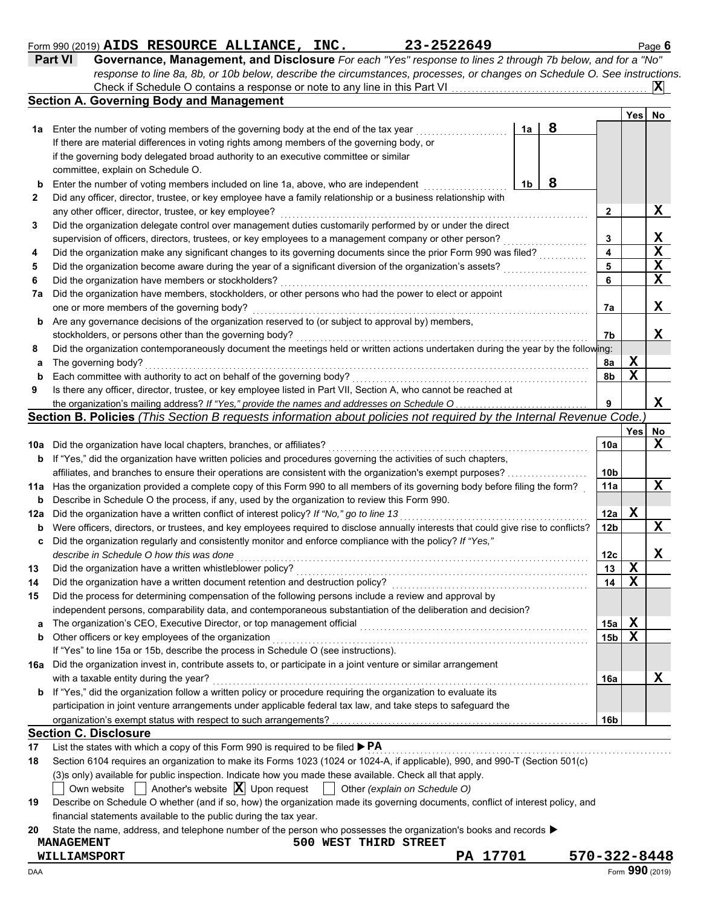Form 990 (2019) **AIDS RESOURCE ALLIANCE, INC.** **23-2522649** Page **6**

## Part VI Governance, Management, and Disclosure

*For each "Yes" response to lines 2 through 7b below, and for a "No" response to line 8a, 8b, or 10b below, describe the circumstances, processes, or changes on Schedule O. See instructions.*

Check if Schedule O contains a response or note to any line in this Part VI . . . . . . **X**

### Section A. Governing Body and Management

| | | | | Yes | No |
|---|---|---|---|---|---|
| **1a** | Enter the number of voting members of the governing body at the end of the tax year | **1a** | **8** | | |
| | If there are material differences in voting rights among members of the governing body, or if the governing body delegated broad authority to an executive committee or similar committee, explain on Schedule O. | | | | |
| **b** | Enter the number of voting members included on line 1a, above, who are independent | **1b** | **8** | | |
| **2** | Did any officer, director, trustee, or key employee have a family relationship or a business relationship with any other officer, director, trustee, or key employee? | **2** | | | **X** |
| **3** | Did the organization delegate control over management duties customarily performed by or under the direct supervision of officers, directors, trustees, or key employees to a management company or other person? | **3** | | | **X** |
| **4** | Did the organization make any significant changes to its governing documents since the prior Form 990 was filed? | **4** | | | **X** |
| **5** | Did the organization become aware during the year of a significant diversion of the organization's assets? | **5** | | | **X** |
| **6** | Did the organization have members or stockholders? | **6** | | | **X** |
| **7a** | Did the organization have members, stockholders, or other persons who had the power to elect or appoint one or more members of the governing body? | **7a** | | | **X** |
| **b** | Are any governance decisions of the organization reserved to (or subject to approval by) members, stockholders, or persons other than the governing body? | **7b** | | | **X** |
| **8** | Did the organization contemporaneously document the meetings held or written actions undertaken during the year by the following: | | | | |
| **a** | The governing body? | **8a** | | **X** | |
| **b** | Each committee with authority to act on behalf of the governing body? | **8b** | | **X** | |
| **9** | Is there any officer, director, trustee, or key employee listed in Part VII, Section A, who cannot be reached at the organization's mailing address? *If "Yes," provide the names and addresses on Schedule O* | **9** | | | **X** |

### Section B. Policies *(This Section B requests information about policies not required by the Internal Revenue Code.)*

| | | | Yes | No |
|---|---|---|---|---|
| **10a** | Did the organization have local chapters, branches, or affiliates? | **10a** | | **X** |
| **b** | If "Yes," did the organization have written policies and procedures governing the activities of such chapters, affiliates, and branches to ensure their operations are consistent with the organization's exempt purposes? | **10b** | | |
| **11a** | Has the organization provided a complete copy of this Form 990 to all members of its governing body before filing the form? | **11a** | | **X** |
| **b** | Describe in Schedule O the process, if any, used by the organization to review this Form 990. | | | |
| **12a** | Did the organization have a written conflict of interest policy? *If "No," go to line 13* | **12a** | **X** | |
| **b** | Were officers, directors, or trustees, and key employees required to disclose annually interests that could give rise to conflicts? | **12b** | | **X** |
| **c** | Did the organization regularly and consistently monitor and enforce compliance with the policy? *If "Yes," describe in Schedule O how this was done* | **12c** | | **X** |
| **13** | Did the organization have a written whistleblower policy? | **13** | **X** | |
| **14** | Did the organization have a written document retention and destruction policy? | **14** | **X** | |
| **15** | Did the process for determining compensation of the following persons include a review and approval by independent persons, comparability data, and contemporaneous substantiation of the deliberation and decision? | | | |
| **a** | The organization's CEO, Executive Director, or top management official | **15a** | **X** | |
| **b** | Other officers or key employees of the organization | **15b** | **X** | |
| | If "Yes" to line 15a or 15b, describe the process in Schedule O (see instructions). | | | |
| **16a** | Did the organization invest in, contribute assets to, or participate in a joint venture or similar arrangement with a taxable entity during the year? | **16a** | | **X** |
| **b** | If "Yes," did the organization follow a written policy or procedure requiring the organization to evaluate its participation in joint venture arrangements under applicable federal tax law, and take steps to safeguard the organization's exempt status with respect to such arrangements? | **16b** | | |

### Section C. Disclosure

**17** List the states with which a copy of this Form 990 is required to be filed ▶ **PA**

**18** Section 6104 requires an organization to make its Forms 1023 (1024 or 1024-A, if applicable), 990, and 990-T (Section 501(c)(3)s only) available for public inspection. Indicate how you made these available. Check all that apply.

☐ Own website ☐ Another's website ☒ Upon request ☐ Other *(explain on Schedule O)*

**19** Describe on Schedule O whether (and if so, how) the organization made its governing documents, conflict of interest policy, and financial statements available to the public during the tax year.

**20** State the name, address, and telephone number of the person who possesses the organization's books and records ▶

**MANAGEMENT** **500 WEST THIRD STREET**
**WILLIAMSPORT** **PA 17701** **570-322-8448**

DAA Form **990** (2019)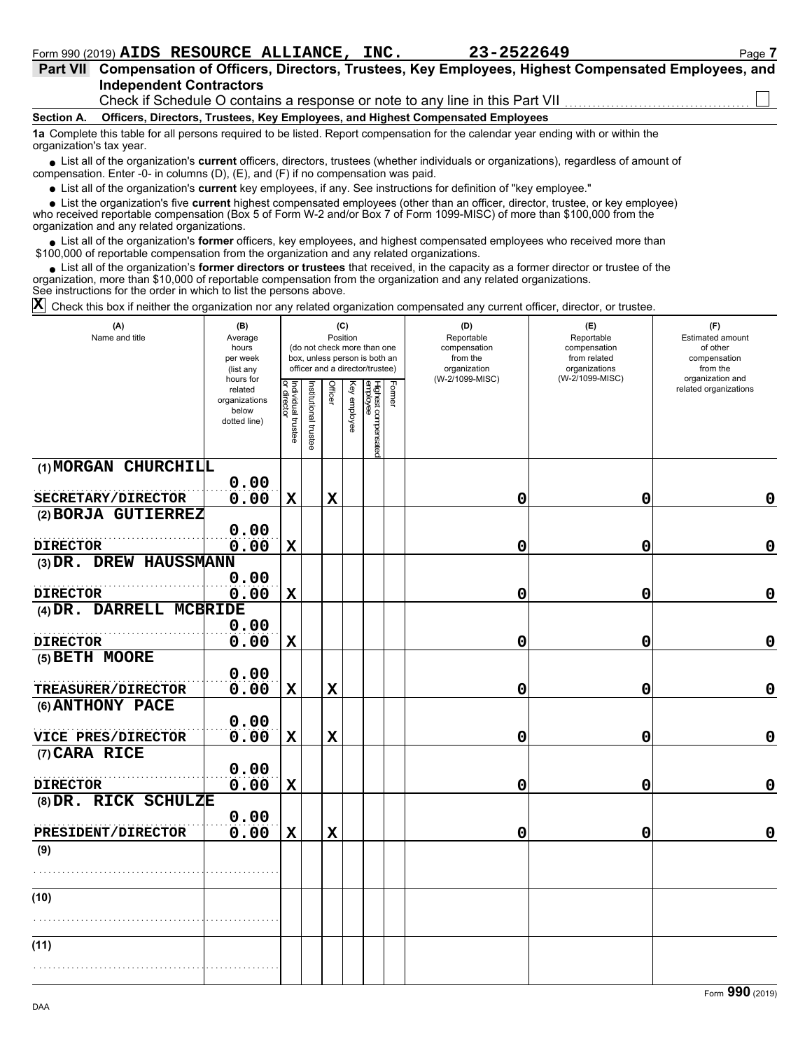Form 990 (2019) **AIDS RESOURCE ALLIANCE, INC.** **23-2522649**

## Part VII Compensation of Officers, Directors, Trustees, Key Employees, Highest Compensated Employees, and Independent Contractors

Check if Schedule O contains a response or note to any line in this Part VII ☐

### Section A. Officers, Directors, Trustees, Key Employees, and Highest Compensated Employees

**1a** Complete this table for all persons required to be listed. Report compensation for the calendar year ending with or within the organization's tax year.

- List all of the organization's **current** officers, directors, trustees (whether individuals or organizations), regardless of amount of compensation. Enter -0- in columns (D), (E), and (F) if no compensation was paid.
- List all of the organization's **current** key employees, if any. See instructions for definition of "key employee."
- List the organization's five **current** highest compensated employees (other than an officer, director, trustee, or key employee) who received reportable compensation (Box 5 of Form W-2 and/or Box 7 of Form 1099-MISC) of more than $100,000 from the organization and any related organizations.
- List all of the organization's **former** officers, key employees, and highest compensated employees who received more than $100,000 of reportable compensation from the organization and any related organizations.
- List all of the organization's **former directors or trustees** that received, in the capacity as a former director or trustee of the organization, more than $10,000 of reportable compensation from the organization and any related organizations.

See instructions for the order in which to list the persons above.

☒ Check this box if neither the organization nor any related organization compensated any current officer, director, or trustee.

| (A) Name and title | (B) Average hours per week (list any hours for related organizations below dotted line) | (C) Position: Individual trustee or director | Institutional trustee | Officer | Key employee | Highest compensated employee | Former | (D) Reportable compensation from the organization (W-2/1099-MISC) | (E) Reportable compensation from related organizations (W-2/1099-MISC) | (F) Estimated amount of other compensation from the organization and related organizations |
|---|---|---|---|---|---|---|---|---|---|---|
| (1) MORGAN CHURCHILL<br>SECRETARY/DIRECTOR | 0.00<br>0.00 | X | | X | | | | 0 | 0 | 0 |
| (2) BORJA GUTIERREZ<br>DIRECTOR | 0.00<br>0.00 | X | | | | | | 0 | 0 | 0 |
| (3) DR. DREW HAUSSMANN<br>DIRECTOR | 0.00<br>0.00 | X | | | | | | 0 | 0 | 0 |
| (4) DR. DARRELL MCBRIDE<br>DIRECTOR | 0.00<br>0.00 | X | | | | | | 0 | 0 | 0 |
| (5) BETH MOORE<br>TREASURER/DIRECTOR | 0.00<br>0.00 | X | | X | | | | 0 | 0 | 0 |
| (6) ANTHONY PACE<br>VICE PRES/DIRECTOR | 0.00<br>0.00 | X | | X | | | | 0 | 0 | 0 |
| (7) CARA RICE<br>DIRECTOR | 0.00<br>0.00 | X | | | | | | 0 | 0 | 0 |
| (8) DR. RICK SCHULZE<br>PRESIDENT/DIRECTOR | 0.00<br>0.00 | X | | X | | | | 0 | 0 | 0 |
| (9) | | | | | | | | | | |
| (10) | | | | | | | | | | |
| (11) | | | | | | | | | | |

Form **990** (2019)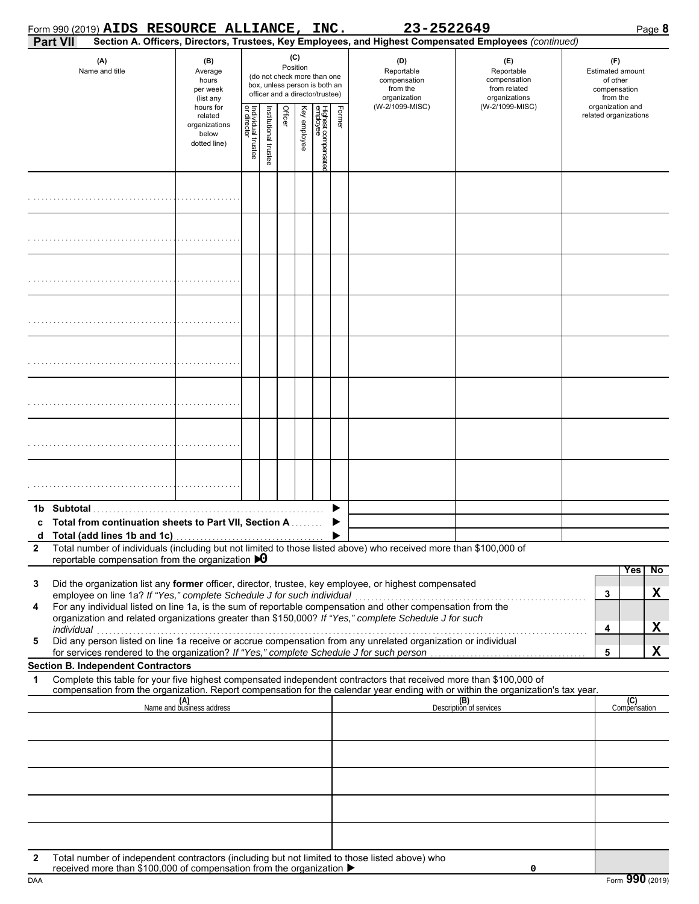Form 990 (2019) **AIDS RESOURCE ALLIANCE, INC.** **23-2522649** Page **8**

**Part VII** **Section A. Officers, Directors, Trustees, Key Employees, and Highest Compensated Employees** *(continued)*

| (A) Name and title | (B) Average hours per week (list any hours for related organizations below dotted line) | (C) Position (do not check more than one box, unless person is both an officer and a director/trustee) Individual trustee or director | Institutional trustee | Officer | Key employee | Highest compensated employee | Former | (D) Reportable compensation from the organization (W-2/1099-MISC) | (E) Reportable compensation from related organizations (W-2/1099-MISC) | (F) Estimated amount of other compensation from the organization and related organizations |
|---|---|---|---|---|---|---|---|---|---|---|
| | | | | | | | | | | |
| | | | | | | | | | | |
| | | | | | | | | | | |
| | | | | | | | | | | |
| | | | | | | | | | | |
| | | | | | | | | | | |
| | | | | | | | | | | |
| | | | | | | | | | | |

**1b Subtotal** ▶

**c Total from continuation sheets to Part VII, Section A** ▶

**d Total (add lines 1b and 1c)** ▶

**2** Total number of individuals (including but not limited to those listed above) who received more than $100,000 of reportable compensation from the organization ▶0

| | | | Yes | No |
|---|---|---|---|---|
| **3** | Did the organization list any **former** officer, director, trustee, key employee, or highest compensated employee on line 1a? *If "Yes," complete Schedule J for such individual* | 3 | | X |
| **4** | For any individual listed on line 1a, is the sum of reportable compensation and other compensation from the organization and related organizations greater than $150,000? *If "Yes," complete Schedule J for such individual* | 4 | | X |
| **5** | Did any person listed on line 1a receive or accrue compensation from any unrelated organization or individual for services rendered to the organization? *If "Yes," complete Schedule J for such person* | 5 | | X |

**Section B. Independent Contractors**

**1** Complete this table for your five highest compensated independent contractors that received more than $100,000 of compensation from the organization. Report compensation for the calendar year ending with or within the organization's tax year.

| (A) Name and business address | (B) Description of services | (C) Compensation |
|---|---|---|
| | | |
| | | |
| | | |
| | | |
| | | |

**2** Total number of independent contractors (including but not limited to those listed above) who received more than $100,000 of compensation from the organization ▶ 0

DAA Form **990** (2019)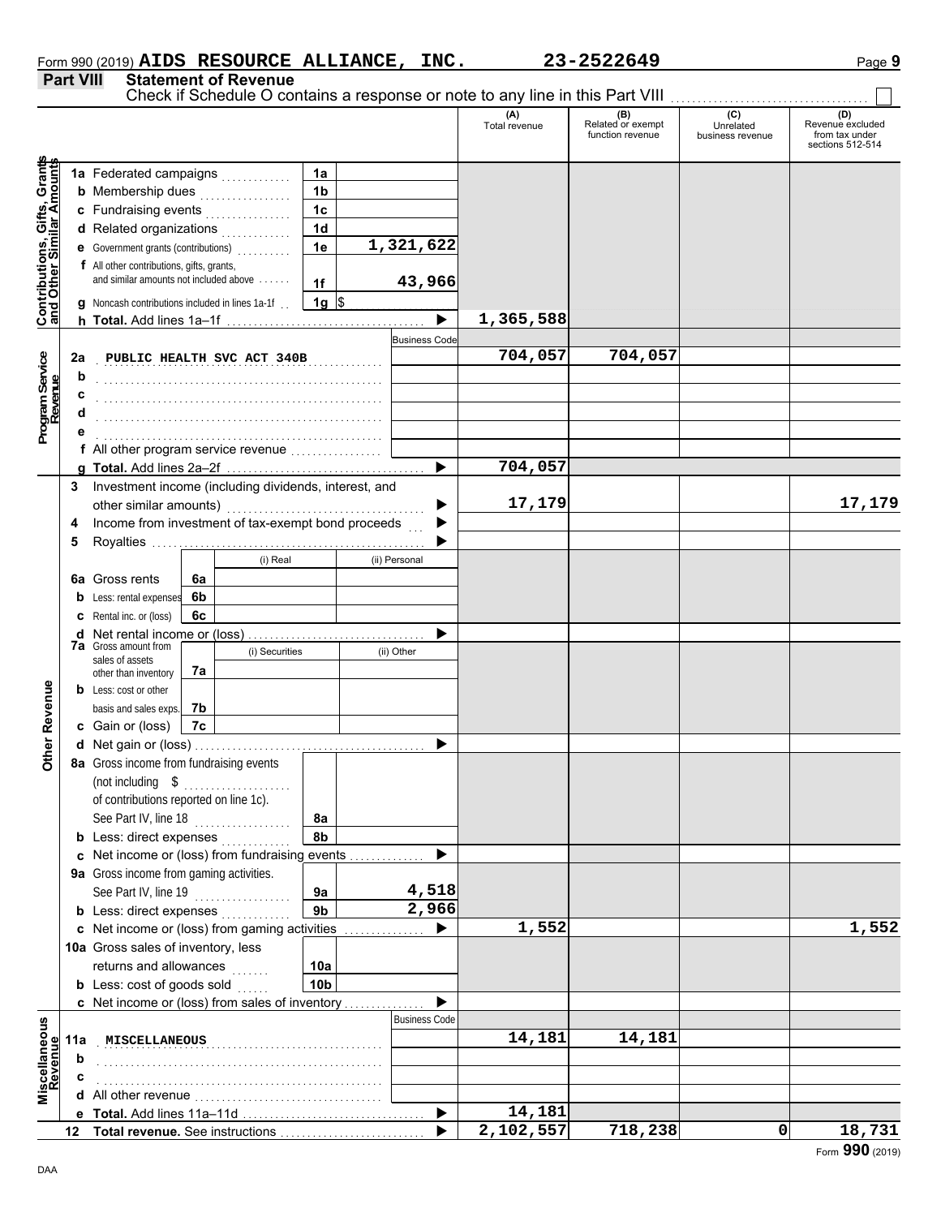Form 990 (2019) **AIDS RESOURCE ALLIANCE, INC.** **23-2522649** Page **9**

## Part VIII Statement of Revenue

Check if Schedule O contains a response or note to any line in this Part VIII ☐

| | | | (A) Total revenue | (B) Related or exempt function revenue | (C) Unrelated business revenue | (D) Revenue excluded from tax under sections 512-514 |
|---|---|---|---|---|---|---|
| **Contributions, Gifts, Grants and Other Similar Amounts** | | | | | | |
| 1a | Federated campaigns | 1a | | | | |
| b | Membership dues | 1b | | | | |
| c | Fundraising events | 1c | | | | |
| d | Related organizations | 1d | | | | |
| e | Government grants (contributions) | 1e 1,321,622 | | | | |
| f | All other contributions, gifts, grants, and similar amounts not included above | 1f 43,966 | | | | |
| g | Noncash contributions included in lines 1a-1f | 1g $ | | | | |
| h | **Total.** Add lines 1a–1f | ▶ | 1,365,588 | | | |
| **Program Service Revenue** | | Business Code | | | | |
| 2a | PUBLIC HEALTH SVC ACT 340B | | 704,057 | 704,057 | | |
| b | | | | | | |
| c | | | | | | |
| d | | | | | | |
| e | | | | | | |
| f | All other program service revenue | | | | | |
| g | **Total.** Add lines 2a–2f | ▶ | 704,057 | | | |
| **Other Revenue** | | | | | | |
| 3 | Investment income (including dividends, interest, and other similar amounts) | ▶ | 17,179 | | | 17,179 |
| 4 | Income from investment of tax-exempt bond proceeds | ▶ | | | | |
| 5 | Royalties | ▶ | | | | |
| | | (i) Real / (ii) Personal | | | | |
| 6a | Gross rents | 6a | | | | |
| b | Less: rental expenses | 6b | | | | |
| c | Rental inc. or (loss) | 6c | | | | |
| d | Net rental income or (loss) | ▶ | | | | |
| | | (i) Securities / (ii) Other | | | | |
| 7a | Gross amount from sales of assets other than inventory | 7a | | | | |
| b | Less: cost or other basis and sales exps. | 7b | | | | |
| c | Gain or (loss) | 7c | | | | |
| d | Net gain or (loss) | ▶ | | | | |
| 8a | Gross income from fundraising events (not including $ of contributions reported on line 1c). See Part IV, line 18 | 8a | | | | |
| b | Less: direct expenses | 8b | | | | |
| c | Net income or (loss) from fundraising events | ▶ | | | | |
| 9a | Gross income from gaming activities. See Part IV, line 19 | 9a 4,518 | | | | |
| b | Less: direct expenses | 9b 2,966 | | | | |
| c | Net income or (loss) from gaming activities | ▶ | 1,552 | | | 1,552 |
| 10a | Gross sales of inventory, less returns and allowances | 10a | | | | |
| b | Less: cost of goods sold | 10b | | | | |
| c | Net income or (loss) from sales of inventory | ▶ | | | | |
| **Miscellaneous Revenue** | | Business Code | | | | |
| 11a | MISCELLANEOUS | | 14,181 | 14,181 | | |
| b | | | | | | |
| c | | | | | | |
| d | All other revenue | | | | | |
| e | **Total.** Add lines 11a–11d | ▶ | 14,181 | | | |
| 12 | **Total revenue.** See instructions | ▶ | 2,102,557 | 718,238 | 0 | 18,731 |

DAA Form **990** (2019)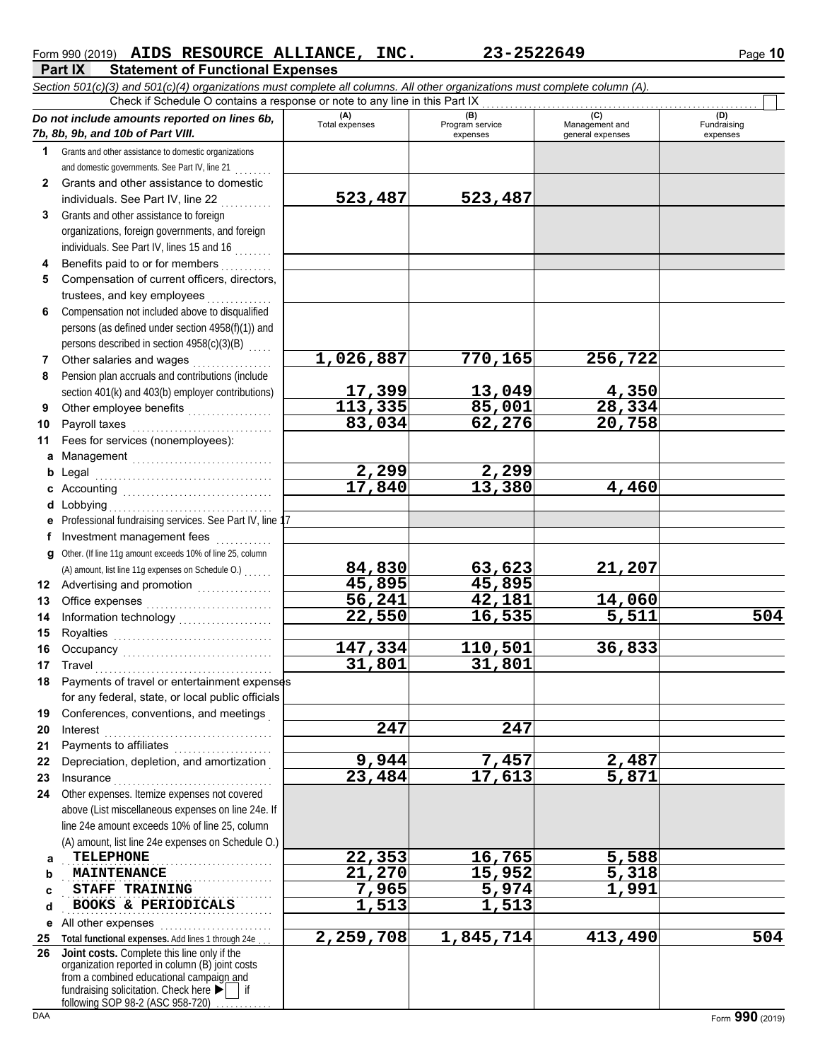Form 990 (2019) **AIDS RESOURCE ALLIANCE, INC.** **23-2522649**

## Part IX Statement of Functional Expenses

*Section 501(c)(3) and 501(c)(4) organizations must complete all columns. All other organizations must complete column (A).*

Check if Schedule O contains a response or note to any line in this Part IX ☐

| *Do not include amounts reported on lines 6b, 7b, 8b, 9b, and 10b of Part VIII.* | (A) Total expenses | (B) Program service expenses | (C) Management and general expenses | (D) Fundraising expenses |
|---|---|---|---|---|
| **1** Grants and other assistance to domestic organizations and domestic governments. See Part IV, line 21 | | | | |
| **2** Grants and other assistance to domestic individuals. See Part IV, line 22 | 523,487 | 523,487 | | |
| **3** Grants and other assistance to foreign organizations, foreign governments, and foreign individuals. See Part IV, lines 15 and 16 | | | | |
| **4** Benefits paid to or for members | | | | |
| **5** Compensation of current officers, directors, trustees, and key employees | | | | |
| **6** Compensation not included above to disqualified persons (as defined under section 4958(f)(1)) and persons described in section 4958(c)(3)(B) | | | | |
| **7** Other salaries and wages | 1,026,887 | 770,165 | 256,722 | |
| **8** Pension plan accruals and contributions (include section 401(k) and 403(b) employer contributions) | 17,399 | 13,049 | 4,350 | |
| **9** Other employee benefits | 113,335 | 85,001 | 28,334 | |
| **10** Payroll taxes | 83,034 | 62,276 | 20,758 | |
| **11** Fees for services (nonemployees): | | | | |
| **a** Management | | | | |
| **b** Legal | 2,299 | 2,299 | | |
| **c** Accounting | 17,840 | 13,380 | 4,460 | |
| **d** Lobbying | | | | |
| **e** Professional fundraising services. See Part IV, line 17 | | | | |
| **f** Investment management fees | | | | |
| **g** Other. (If line 11g amount exceeds 10% of line 25, column (A) amount, list line 11g expenses on Schedule O.) | 84,830 | 63,623 | 21,207 | |
| **12** Advertising and promotion | 45,895 | 45,895 | | |
| **13** Office expenses | 56,241 | 42,181 | 14,060 | |
| **14** Information technology | 22,550 | 16,535 | 5,511 | 504 |
| **15** Royalties | | | | |
| **16** Occupancy | 147,334 | 110,501 | 36,833 | |
| **17** Travel | 31,801 | 31,801 | | |
| **18** Payments of travel or entertainment expenses for any federal, state, or local public officials | | | | |
| **19** Conferences, conventions, and meetings | | | | |
| **20** Interest | 247 | 247 | | |
| **21** Payments to affiliates | | | | |
| **22** Depreciation, depletion, and amortization | 9,944 | 7,457 | 2,487 | |
| **23** Insurance | 23,484 | 17,613 | 5,871 | |
| **24** Other expenses. Itemize expenses not covered above (List miscellaneous expenses on line 24e. If line 24e amount exceeds 10% of line 25, column (A) amount, list line 24e expenses on Schedule O.) | | | | |
| **a** TELEPHONE | 22,353 | 16,765 | 5,588 | |
| **b** MAINTENANCE | 21,270 | 15,952 | 5,318 | |
| **c** STAFF TRAINING | 7,965 | 5,974 | 1,991 | |
| **d** BOOKS & PERIODICALS | 1,513 | 1,513 | | |
| **e** All other expenses | | | | |
| **25** **Total functional expenses.** Add lines 1 through 24e | 2,259,708 | 1,845,714 | 413,490 | 504 |
| **26** **Joint costs.** Complete this line only if the organization reported in column (B) joint costs from a combined educational campaign and fundraising solicitation. Check here ☐ if following SOP 98-2 (ASC 958-720) | | | | |

Form **990** (2019)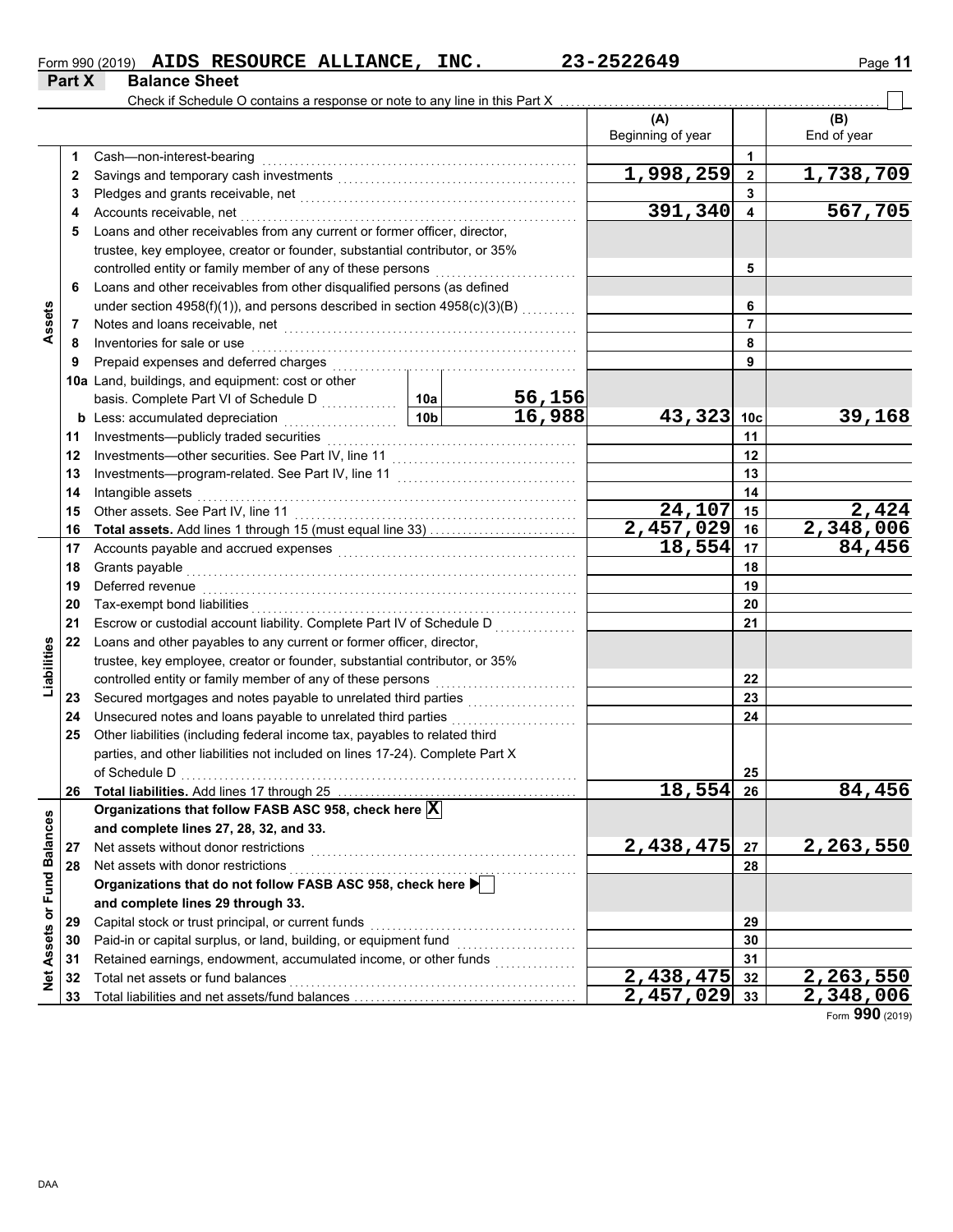Form 990 (2019) **AIDS RESOURCE ALLIANCE, INC.** **23-2522649** Page **11**

## Part X Balance Sheet

Check if Schedule O contains a response or note to any line in this Part X ☐

| | | Description | | | (A) Beginning of year | | (B) End of year |
|---|---|---|---|---|---|---|---|
| **Assets** | 1 | Cash—non-interest-bearing | | | | 1 | |
| | 2 | Savings and temporary cash investments | | | 1,998,259 | 2 | 1,738,709 |
| | 3 | Pledges and grants receivable, net | | | | 3 | |
| | 4 | Accounts receivable, net | | | 391,340 | 4 | 567,705 |
| | 5 | Loans and other receivables from any current or former officer, director, trustee, key employee, creator or founder, substantial contributor, or 35% controlled entity or family member of any of these persons | | | | 5 | |
| | 6 | Loans and other receivables from other disqualified persons (as defined under section 4958(f)(1)), and persons described in section 4958(c)(3)(B) | | | | 6 | |
| | 7 | Notes and loans receivable, net | | | | 7 | |
| | 8 | Inventories for sale or use | | | | 8 | |
| | 9 | Prepaid expenses and deferred charges | | | | 9 | |
| | 10a | Land, buildings, and equipment: cost or other basis. Complete Part VI of Schedule D | 10a | 56,156 | | | |
| | b | Less: accumulated depreciation | 10b | 16,988 | 43,323 | 10c | 39,168 |
| | 11 | Investments—publicly traded securities | | | | 11 | |
| | 12 | Investments—other securities. See Part IV, line 11 | | | | 12 | |
| | 13 | Investments—program-related. See Part IV, line 11 | | | | 13 | |
| | 14 | Intangible assets | | | | 14 | |
| | 15 | Other assets. See Part IV, line 11 | | | 24,107 | 15 | 2,424 |
| | 16 | **Total assets.** Add lines 1 through 15 (must equal line 33) | | | 2,457,029 | 16 | 2,348,006 |
| **Liabilities** | 17 | Accounts payable and accrued expenses | | | 18,554 | 17 | 84,456 |
| | 18 | Grants payable | | | | 18 | |
| | 19 | Deferred revenue | | | | 19 | |
| | 20 | Tax-exempt bond liabilities | | | | 20 | |
| | 21 | Escrow or custodial account liability. Complete Part IV of Schedule D | | | | 21 | |
| | 22 | Loans and other payables to any current or former officer, director, trustee, key employee, creator or founder, substantial contributor, or 35% controlled entity or family member of any of these persons | | | | 22 | |
| | 23 | Secured mortgages and notes payable to unrelated third parties | | | | 23 | |
| | 24 | Unsecured notes and loans payable to unrelated third parties | | | | 24 | |
| | 25 | Other liabilities (including federal income tax, payables to related third parties, and other liabilities not included on lines 17-24). Complete Part X of Schedule D | | | | 25 | |
| | 26 | **Total liabilities.** Add lines 17 through 25 | | | 18,554 | 26 | 84,456 |
| **Net Assets or Fund Balances** | | **Organizations that follow FASB ASC 958, check here** ☒ **and complete lines 27, 28, 32, and 33.** | | | | | |
| | 27 | Net assets without donor restrictions | | | 2,438,475 | 27 | 2,263,550 |
| | 28 | Net assets with donor restrictions | | | | 28 | |
| | | **Organizations that do not follow FASB ASC 958, check here** ☐ **and complete lines 29 through 33.** | | | | | |
| | 29 | Capital stock or trust principal, or current funds | | | | 29 | |
| | 30 | Paid-in or capital surplus, or land, building, or equipment fund | | | | 30 | |
| | 31 | Retained earnings, endowment, accumulated income, or other funds | | | | 31 | |
| | 32 | Total net assets or fund balances | | | 2,438,475 | 32 | 2,263,550 |
| | 33 | Total liabilities and net assets/fund balances | | | 2,457,029 | 33 | 2,348,006 |

Form **990** (2019)

DAA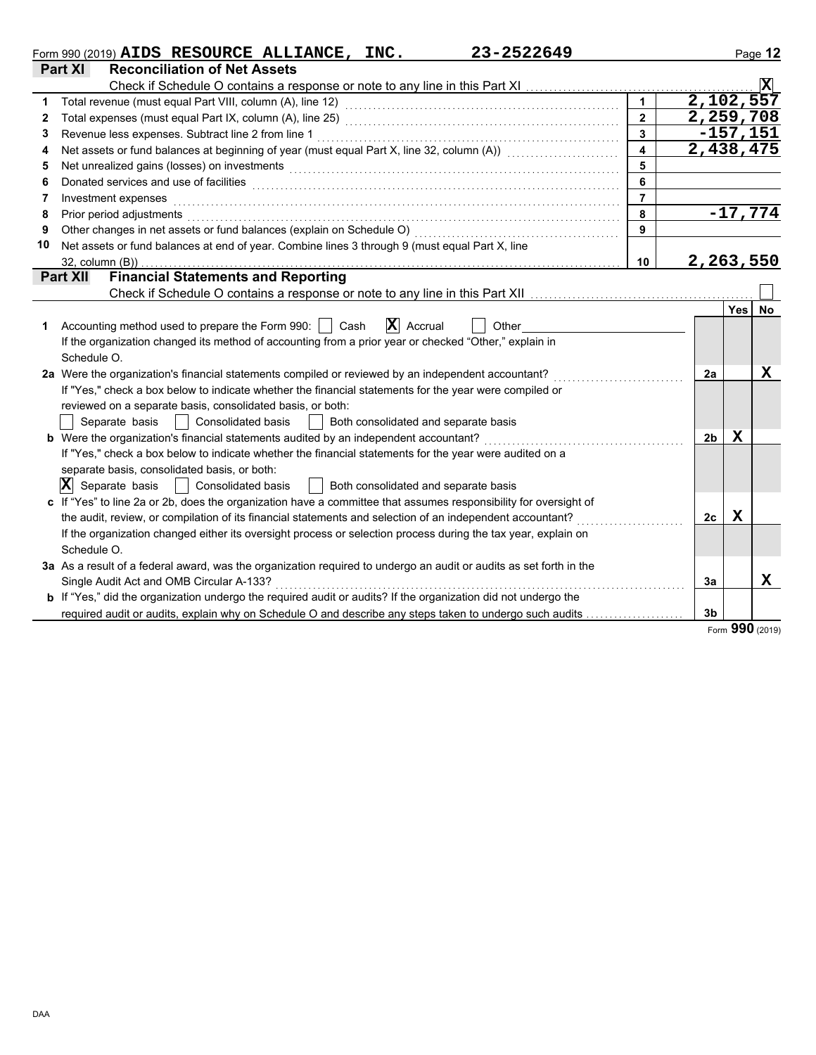Form 990 (2019) **AIDS RESOURCE ALLIANCE, INC.** **23-2522649**

## Part XI Reconciliation of Net Assets

Check if Schedule O contains a response or note to any line in this Part XI ............ **X**

| | | | |
|---|---|---|---|
| 1 | Total revenue (must equal Part VIII, column (A), line 12) | 1 | 2,102,557 |
| 2 | Total expenses (must equal Part IX, column (A), line 25) | 2 | 2,259,708 |
| 3 | Revenue less expenses. Subtract line 2 from line 1 | 3 | -157,151 |
| 4 | Net assets or fund balances at beginning of year (must equal Part X, line 32, column (A)) | 4 | 2,438,475 |
| 5 | Net unrealized gains (losses) on investments | 5 | |
| 6 | Donated services and use of facilities | 6 | |
| 7 | Investment expenses | 7 | |
| 8 | Prior period adjustments | 8 | -17,774 |
| 9 | Other changes in net assets or fund balances (explain on Schedule O) | 9 | |
| 10 | Net assets or fund balances at end of year. Combine lines 3 through 9 (must equal Part X, line 32, column (B)) | 10 | 2,263,550 |

## Part XII Financial Statements and Reporting

Check if Schedule O contains a response or note to any line in this Part XII ............ ☐

| | | | Yes | No |
|---|---|---|---|---|
| 1 | Accounting method used to prepare the Form 990: ☐ Cash **☒** Accrual ☐ Other<br>If the organization changed its method of accounting from a prior year or checked "Other," explain in Schedule O. | | | |
| 2a | Were the organization's financial statements compiled or reviewed by an independent accountant?<br>If "Yes," check a box below to indicate whether the financial statements for the year were compiled or reviewed on a separate basis, consolidated basis, or both:<br>☐ Separate basis ☐ Consolidated basis ☐ Both consolidated and separate basis | 2a | | X |
| b | Were the organization's financial statements audited by an independent accountant?<br>If "Yes," check a box below to indicate whether the financial statements for the year were audited on a separate basis, consolidated basis, or both:<br>**☒** Separate basis ☐ Consolidated basis ☐ Both consolidated and separate basis | 2b | X | |
| c | If "Yes" to line 2a or 2b, does the organization have a committee that assumes responsibility for oversight of the audit, review, or compilation of its financial statements and selection of an independent accountant?<br>If the organization changed either its oversight process or selection process during the tax year, explain on Schedule O. | 2c | X | |
| 3a | As a result of a federal award, was the organization required to undergo an audit or audits as set forth in the Single Audit Act and OMB Circular A-133? | 3a | | X |
| b | If "Yes," did the organization undergo the required audit or audits? If the organization did not undergo the required audit or audits, explain why on Schedule O and describe any steps taken to undergo such audits | 3b | | |

Form **990** (2019)

DAA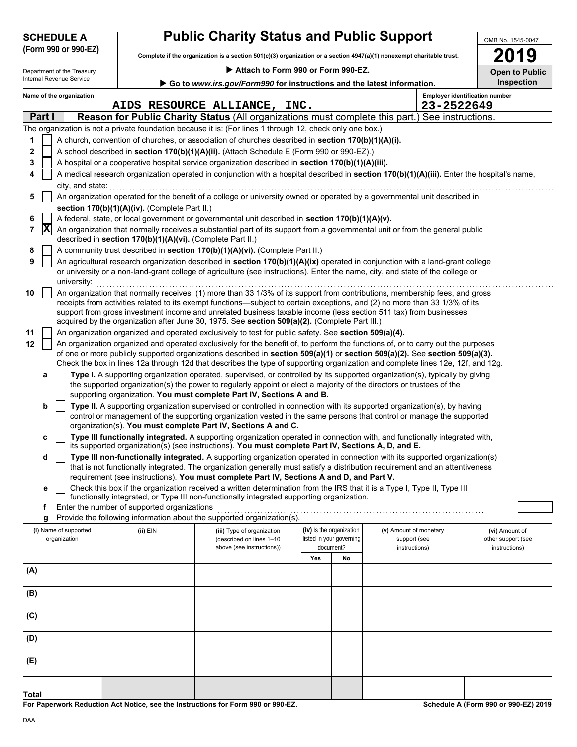**SCHEDULE A**
**(Form 990 or 990-EZ)**

Department of the Treasury
Internal Revenue Service

# Public Charity Status and Public Support

**Complete if the organization is a section 501(c)(3) organization or a section 4947(a)(1) nonexempt charitable trust.**

▶ **Attach to Form 990 or Form 990-EZ.**

▶ **Go to *www.irs.gov/Form990* for instructions and the latest information.**

OMB No. 1545-0047

**2019**

**Open to Public Inspection**

Name of the organization: AIDS RESOURCE ALLIANCE, INC.

Employer identification number: 23-2522649

## Part I — Reason for Public Charity Status (All organizations must complete this part.) See instructions.

The organization is not a private foundation because it is: (For lines 1 through 12, check only one box.)

1. [ ] A church, convention of churches, or association of churches described in **section 170(b)(1)(A)(i).**
2. [ ] A school described in **section 170(b)(1)(A)(ii).** (Attach Schedule E (Form 990 or 990-EZ).)
3. [ ] A hospital or a cooperative hospital service organization described in **section 170(b)(1)(A)(iii).**
4. [ ] A medical research organization operated in conjunction with a hospital described in **section 170(b)(1)(A)(iii).** Enter the hospital's name, city, and state:
5. [ ] An organization operated for the benefit of a college or university owned or operated by a governmental unit described in **section 170(b)(1)(A)(iv).** (Complete Part II.)
6. [ ] A federal, state, or local government or governmental unit described in **section 170(b)(1)(A)(v).**
7. [X] An organization that normally receives a substantial part of its support from a governmental unit or from the general public described in **section 170(b)(1)(A)(vi).** (Complete Part II.)
8. [ ] A community trust described in **section 170(b)(1)(A)(vi).** (Complete Part II.)
9. [ ] An agricultural research organization described in **section 170(b)(1)(A)(ix)** operated in conjunction with a land-grant college or university or a non-land-grant college of agriculture (see instructions). Enter the name, city, and state of the college or university:
10. [ ] An organization that normally receives: (1) more than 33 1/3% of its support from contributions, membership fees, and gross receipts from activities related to its exempt functions—subject to certain exceptions, and (2) no more than 33 1/3% of its support from gross investment income and unrelated business taxable income (less section 511 tax) from businesses acquired by the organization after June 30, 1975. See **section 509(a)(2).** (Complete Part III.)
11. [ ] An organization organized and operated exclusively to test for public safety. See **section 509(a)(4).**
12. [ ] An organization organized and operated exclusively for the benefit of, to perform the functions of, or to carry out the purposes of one or more publicly supported organizations described in **section 509(a)(1)** or **section 509(a)(2).** See **section 509(a)(3).** Check the box in lines 12a through 12d that describes the type of supporting organization and complete lines 12e, 12f, and 12g.
   - **a** [ ] **Type I.** A supporting organization operated, supervised, or controlled by its supported organization(s), typically by giving the supported organization(s) the power to regularly appoint or elect a majority of the directors or trustees of the supporting organization. **You must complete Part IV, Sections A and B.**
   - **b** [ ] **Type II.** A supporting organization supervised or controlled in connection with its supported organization(s), by having control or management of the supporting organization vested in the same persons that control or manage the supported organization(s). **You must complete Part IV, Sections A and C.**
   - **c** [ ] **Type III functionally integrated.** A supporting organization operated in connection with, and functionally integrated with, its supported organization(s) (see instructions). **You must complete Part IV, Sections A, D, and E.**
   - **d** [ ] **Type III non-functionally integrated.** A supporting organization operated in connection with its supported organization(s) that is not functionally integrated. The organization generally must satisfy a distribution requirement and an attentiveness requirement (see instructions). **You must complete Part IV, Sections A and D, and Part V.**
   - **e** [ ] Check this box if the organization received a written determination from the IRS that it is a Type I, Type II, Type III functionally integrated, or Type III non-functionally integrated supporting organization.
   - **f** Enter the number of supported organizations
   - **g** Provide the following information about the supported organization(s).

| (i) Name of supported organization | (ii) EIN | (iii) Type of organization (described on lines 1–10 above (see instructions)) | (iv) Is the organization listed in your governing document? Yes | No | (v) Amount of monetary support (see instructions) | (vi) Amount of other support (see instructions) |
|---|---|---|---|---|---|---|
| (A) | | | | | | |
| (B) | | | | | | |
| (C) | | | | | | |
| (D) | | | | | | |
| (E) | | | | | | |
| **Total** | | | | | | |

**For Paperwork Reduction Act Notice, see the Instructions for Form 990 or 990-EZ.**

**Schedule A (Form 990 or 990-EZ) 2019**

DAA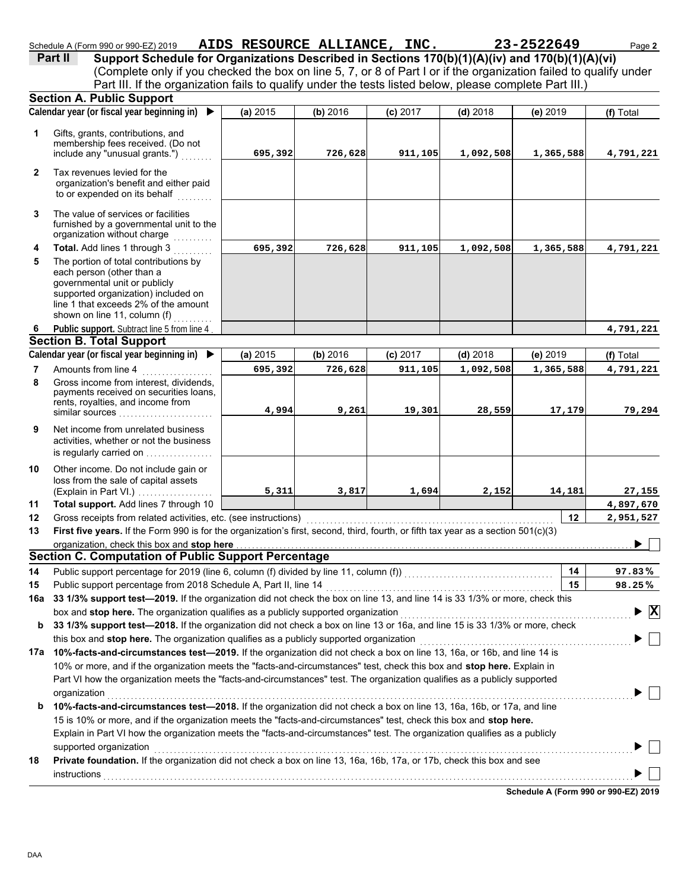Schedule A (Form 990 or 990-EZ) 2019 **AIDS RESOURCE ALLIANCE, INC.** **23-2522649** Page **2**

**Part II** **Support Schedule for Organizations Described in Sections 170(b)(1)(A)(iv) and 170(b)(1)(A)(vi)**
(Complete only if you checked the box on line 5, 7, or 8 of Part I or if the organization failed to qualify under Part III. If the organization fails to qualify under the tests listed below, please complete Part III.)

## Section A. Public Support

| | Calendar year (or fiscal year beginning in) ▶ | (a) 2015 | (b) 2016 | (c) 2017 | (d) 2018 | (e) 2019 | (f) Total |
|---|---|---|---|---|---|---|---|
| 1 | Gifts, grants, contributions, and membership fees received. (Do not include any "unusual grants.") | 695,392 | 726,628 | 911,105 | 1,092,508 | 1,365,588 | 4,791,221 |
| 2 | Tax revenues levied for the organization's benefit and either paid to or expended on its behalf | | | | | | |
| 3 | The value of services or facilities furnished by a governmental unit to the organization without charge | | | | | | |
| 4 | **Total.** Add lines 1 through 3 | 695,392 | 726,628 | 911,105 | 1,092,508 | 1,365,588 | 4,791,221 |
| 5 | The portion of total contributions by each person (other than a governmental unit or publicly supported organization) included on line 1 that exceeds 2% of the amount shown on line 11, column (f) | | | | | | |
| 6 | **Public support.** Subtract line 5 from line 4 | | | | | | 4,791,221 |

## Section B. Total Support

| | Calendar year (or fiscal year beginning in) ▶ | (a) 2015 | (b) 2016 | (c) 2017 | (d) 2018 | (e) 2019 | (f) Total |
|---|---|---|---|---|---|---|---|
| 7 | Amounts from line 4 | 695,392 | 726,628 | 911,105 | 1,092,508 | 1,365,588 | 4,791,221 |
| 8 | Gross income from interest, dividends, payments received on securities loans, rents, royalties, and income from similar sources | 4,994 | 9,261 | 19,301 | 28,559 | 17,179 | 79,294 |
| 9 | Net income from unrelated business activities, whether or not the business is regularly carried on | | | | | | |
| 10 | Other income. Do not include gain or loss from the sale of capital assets (Explain in Part VI.) | 5,311 | 3,817 | 1,694 | 2,152 | 14,181 | 27,155 |
| 11 | **Total support.** Add lines 7 through 10 | | | | | | 4,897,670 |

12 Gross receipts from related activities, etc. (see instructions) **12** 2,951,527

13 **First five years.** If the Form 990 is for the organization's first, second, third, fourth, or fifth tax year as a section 501(c)(3) organization, check this box and **stop here** ▶ ☐

## Section C. Computation of Public Support Percentage

14 Public support percentage for 2019 (line 6, column (f) divided by line 11, column (f)) **14** 97.83%

15 Public support percentage from 2018 Schedule A, Part II, line 14 **15** 98.25%

**16a** **33 1/3% support test—2019.** If the organization did not check the box on line 13, and line 14 is 33 1/3% or more, check this box and **stop here.** The organization qualifies as a publicly supported organization ▶ ☒

**b** **33 1/3% support test—2018.** If the organization did not check a box on line 13 or 16a, and line 15 is 33 1/3% or more, check this box and **stop here.** The organization qualifies as a publicly supported organization ▶ ☐

**17a** **10%-facts-and-circumstances test—2019.** If the organization did not check a box on line 13, 16a, or 16b, and line 14 is 10% or more, and if the organization meets the "facts-and-circumstances" test, check this box and **stop here.** Explain in Part VI how the organization meets the "facts-and-circumstances" test. The organization qualifies as a publicly supported organization ▶ ☐

**b** **10%-facts-and-circumstances test—2018.** If the organization did not check a box on line 13, 16a, 16b, or 17a, and line 15 is 10% or more, and if the organization meets the "facts-and-circumstances" test, check this box and **stop here.** Explain in Part VI how the organization meets the "facts-and-circumstances" test. The organization qualifies as a publicly supported organization ▶ ☐

**18** **Private foundation.** If the organization did not check a box on line 13, 16a, 16b, 17a, or 17b, check this box and see instructions ▶ ☐

**Schedule A (Form 990 or 990-EZ) 2019**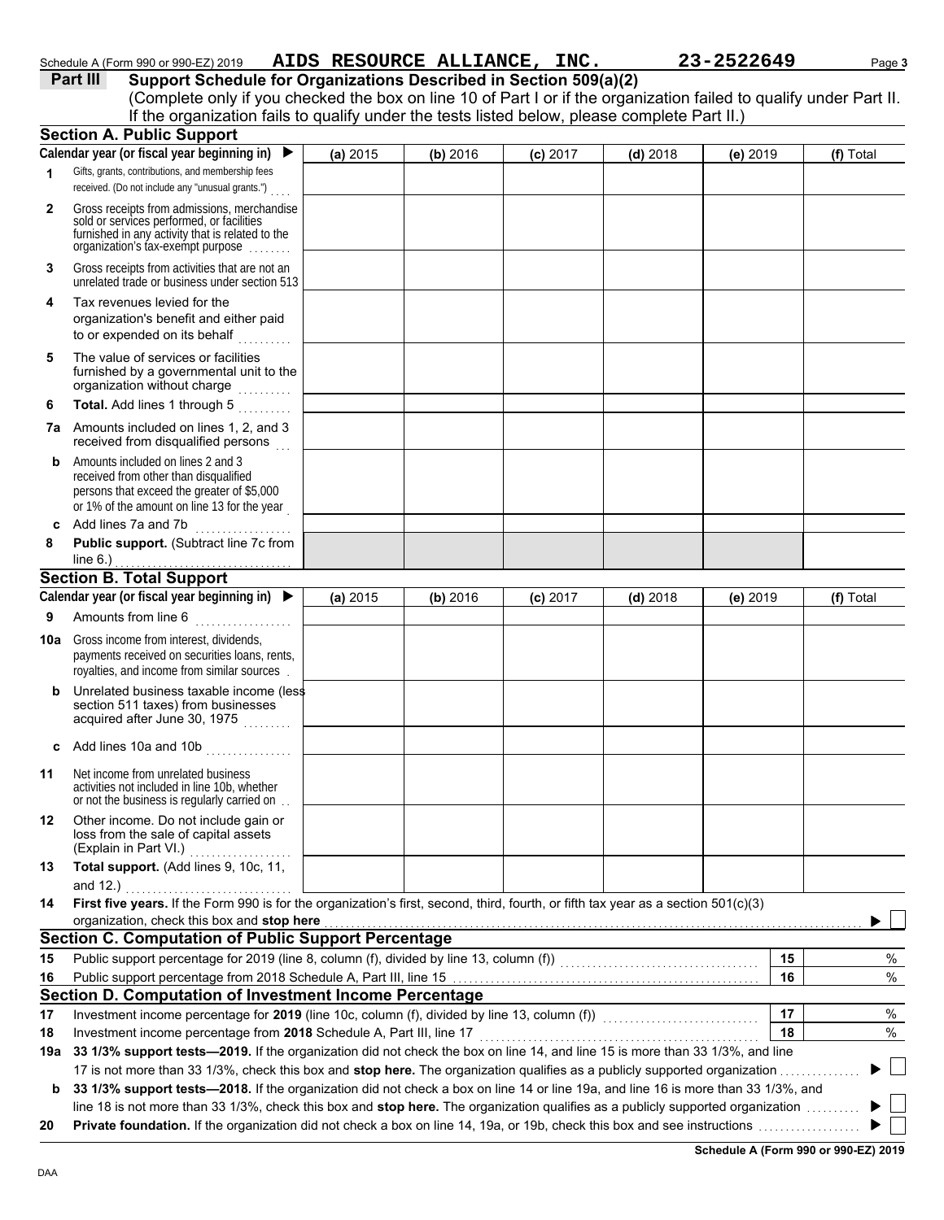Schedule A (Form 990 or 990-EZ) 2019 AIDS RESOURCE ALLIANCE, INC. 23-2522649 Page 3

**Part III Support Schedule for Organizations Described in Section 509(a)(2)**

(Complete only if you checked the box on line 10 of Part I or if the organization failed to qualify under Part II. If the organization fails to qualify under the tests listed below, please complete Part II.)

## Section A. Public Support

| Calendar year (or fiscal year beginning in) ▶ | (a) 2015 | (b) 2016 | (c) 2017 | (d) 2018 | (e) 2019 | (f) Total |
|---|---|---|---|---|---|---|
| **1** Gifts, grants, contributions, and membership fees received. (Do not include any "unusual grants.") | | | | | | |
| **2** Gross receipts from admissions, merchandise sold or services performed, or facilities furnished in any activity that is related to the organization's tax-exempt purpose | | | | | | |
| **3** Gross receipts from activities that are not an unrelated trade or business under section 513 | | | | | | |
| **4** Tax revenues levied for the organization's benefit and either paid to or expended on its behalf | | | | | | |
| **5** The value of services or facilities furnished by a governmental unit to the organization without charge | | | | | | |
| **6** **Total.** Add lines 1 through 5 | | | | | | |
| **7a** Amounts included on lines 1, 2, and 3 received from disqualified persons | | | | | | |
| **b** Amounts included on lines 2 and 3 received from other than disqualified persons that exceed the greater of $5,000 or 1% of the amount on line 13 for the year | | | | | | |
| **c** Add lines 7a and 7b | | | | | | |
| **8** **Public support.** (Subtract line 7c from line 6.) | | | | | | |

## Section B. Total Support

| Calendar year (or fiscal year beginning in) ▶ | (a) 2015 | (b) 2016 | (c) 2017 | (d) 2018 | (e) 2019 | (f) Total |
|---|---|---|---|---|---|---|
| **9** Amounts from line 6 | | | | | | |
| **10a** Gross income from interest, dividends, payments received on securities loans, rents, royalties, and income from similar sources | | | | | | |
| **b** Unrelated business taxable income (less section 511 taxes) from businesses acquired after June 30, 1975 | | | | | | |
| **c** Add lines 10a and 10b | | | | | | |
| **11** Net income from unrelated business activities not included in line 10b, whether or not the business is regularly carried on | | | | | | |
| **12** Other income. Do not include gain or loss from the sale of capital assets (Explain in Part VI.) | | | | | | |
| **13** **Total support.** (Add lines 9, 10c, 11, and 12.) | | | | | | |

**14** **First five years.** If the Form 990 is for the organization's first, second, third, fourth, or fifth tax year as a section 501(c)(3) organization, check this box and **stop here** ▶ ☐

## Section C. Computation of Public Support Percentage

| | | | |
|---|---|---|---|
| **15** | Public support percentage for 2019 (line 8, column (f), divided by line 13, column (f)) | **15** | % |
| **16** | Public support percentage from 2018 Schedule A, Part III, line 15 | **16** | % |

## Section D. Computation of Investment Income Percentage

| | | | |
|---|---|---|---|
| **17** | Investment income percentage for **2019** (line 10c, column (f), divided by line 13, column (f)) | **17** | % |
| **18** | Investment income percentage from **2018** Schedule A, Part III, line 17 | **18** | % |

**19a** **33 1/3% support tests—2019.** If the organization did not check the box on line 14, and line 15 is more than 33 1/3%, and line 17 is not more than 33 1/3%, check this box and **stop here.** The organization qualifies as a publicly supported organization ▶ ☐

**b** **33 1/3% support tests—2018.** If the organization did not check a box on line 14 or line 19a, and line 16 is more than 33 1/3%, and line 18 is not more than 33 1/3%, check this box and **stop here.** The organization qualifies as a publicly supported organization ▶ ☐

**20** **Private foundation.** If the organization did not check a box on line 14, 19a, or 19b, check this box and see instructions ▶ ☐

**Schedule A (Form 990 or 990-EZ) 2019**

DAA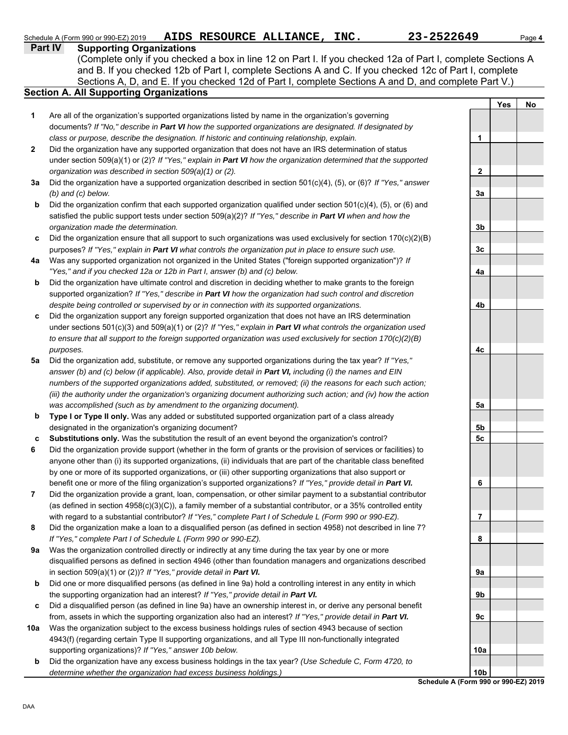Schedule A (Form 990 or 990-EZ) 2019 **AIDS RESOURCE ALLIANCE, INC. 23-2522649**

## Part IV Supporting Organizations

(Complete only if you checked a box in line 12 on Part I. If you checked 12a of Part I, complete Sections A and B. If you checked 12b of Part I, complete Sections A and C. If you checked 12c of Part I, complete Sections A, D, and E. If you checked 12d of Part I, complete Sections A and D, and complete Part V.)

### Section A. All Supporting Organizations

| | | | Yes | No |
|---|---|---|---|---|
| **1** | Are all of the organization's supported organizations listed by name in the organization's governing documents? *If "No," describe in **Part VI** how the supported organizations are designated. If designated by class or purpose, describe the designation. If historic and continuing relationship, explain.* | **1** | | |
| **2** | Did the organization have any supported organization that does not have an IRS determination of status under section 509(a)(1) or (2)? *If "Yes," explain in **Part VI** how the organization determined that the supported organization was described in section 509(a)(1) or (2).* | **2** | | |
| **3a** | Did the organization have a supported organization described in section 501(c)(4), (5), or (6)? *If "Yes," answer (b) and (c) below.* | **3a** | | |
| **b** | Did the organization confirm that each supported organization qualified under section 501(c)(4), (5), or (6) and satisfied the public support tests under section 509(a)(2)? *If "Yes," describe in **Part VI** when and how the organization made the determination.* | **3b** | | |
| **c** | Did the organization ensure that all support to such organizations was used exclusively for section 170(c)(2)(B) purposes? *If "Yes," explain in **Part VI** what controls the organization put in place to ensure such use.* | **3c** | | |
| **4a** | Was any supported organization not organized in the United States ("foreign supported organization")? *If "Yes," and if you checked 12a or 12b in Part I, answer (b) and (c) below.* | **4a** | | |
| **b** | Did the organization have ultimate control and discretion in deciding whether to make grants to the foreign supported organization? *If "Yes," describe in **Part VI** how the organization had such control and discretion despite being controlled or supervised by or in connection with its supported organizations.* | **4b** | | |
| **c** | Did the organization support any foreign supported organization that does not have an IRS determination under sections 501(c)(3) and 509(a)(1) or (2)? *If "Yes," explain in **Part VI** what controls the organization used to ensure that all support to the foreign supported organization was used exclusively for section 170(c)(2)(B) purposes.* | **4c** | | |
| **5a** | Did the organization add, substitute, or remove any supported organizations during the tax year? *If "Yes," answer (b) and (c) below (if applicable). Also, provide detail in **Part VI,** including (i) the names and EIN numbers of the supported organizations added, substituted, or removed; (ii) the reasons for each such action; (iii) the authority under the organization's organizing document authorizing such action; and (iv) how the action was accomplished (such as by amendment to the organizing document).* | **5a** | | |
| **b** | **Type I or Type II only.** Was any added or substituted supported organization part of a class already designated in the organization's organizing document? | **5b** | | |
| **c** | **Substitutions only.** Was the substitution the result of an event beyond the organization's control? | **5c** | | |
| **6** | Did the organization provide support (whether in the form of grants or the provision of services or facilities) to anyone other than (i) its supported organizations, (ii) individuals that are part of the charitable class benefited by one or more of its supported organizations, or (iii) other supporting organizations that also support or benefit one or more of the filing organization's supported organizations? *If "Yes," provide detail in **Part VI.*** | **6** | | |
| **7** | Did the organization provide a grant, loan, compensation, or other similar payment to a substantial contributor (as defined in section 4958(c)(3)(C)), a family member of a substantial contributor, or a 35% controlled entity with regard to a substantial contributor? *If "Yes," complete Part I of Schedule L (Form 990 or 990-EZ).* | **7** | | |
| **8** | Did the organization make a loan to a disqualified person (as defined in section 4958) not described in line 7? *If "Yes," complete Part I of Schedule L (Form 990 or 990-EZ).* | **8** | | |
| **9a** | Was the organization controlled directly or indirectly at any time during the tax year by one or more disqualified persons as defined in section 4946 (other than foundation managers and organizations described in section 509(a)(1) or (2))? *If "Yes," provide detail in **Part VI.*** | **9a** | | |
| **b** | Did one or more disqualified persons (as defined in line 9a) hold a controlling interest in any entity in which the supporting organization had an interest? *If "Yes," provide detail in **Part VI.*** | **9b** | | |
| **c** | Did a disqualified person (as defined in line 9a) have an ownership interest in, or derive any personal benefit from, assets in which the supporting organization also had an interest? *If "Yes," provide detail in **Part VI.*** | **9c** | | |
| **10a** | Was the organization subject to the excess business holdings rules of section 4943 because of section 4943(f) (regarding certain Type II supporting organizations, and all Type III non-functionally integrated supporting organizations)? *If "Yes," answer 10b below.* | **10a** | | |
| **b** | Did the organization have any excess business holdings in the tax year? *(Use Schedule C, Form 4720, to determine whether the organization had excess business holdings.)* | **10b** | | |

**Schedule A (Form 990 or 990-EZ) 2019**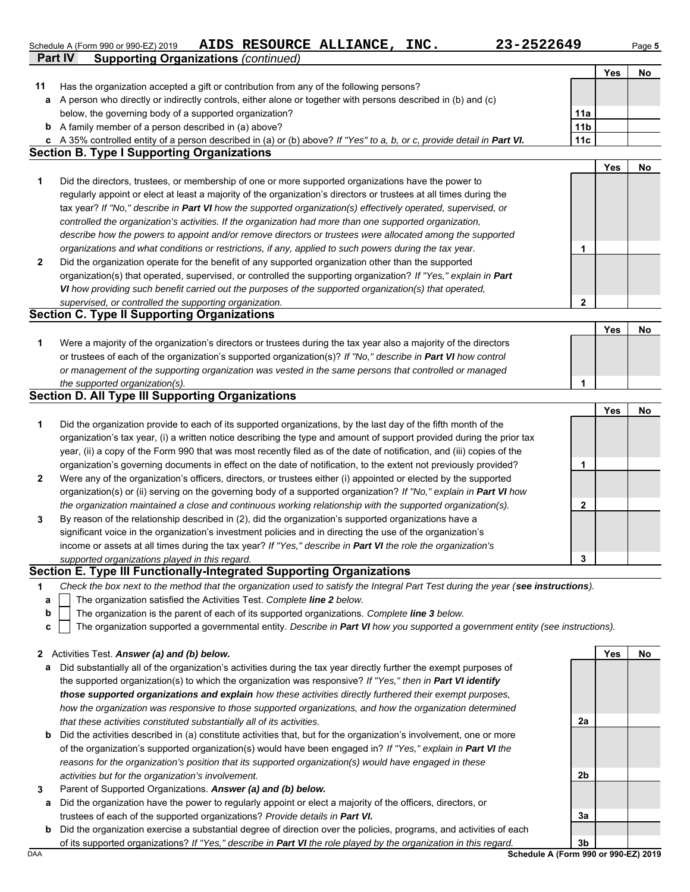Schedule A (Form 990 or 990-EZ) 2019 **AIDS RESOURCE ALLIANCE, INC.** **23-2522649** Page **5**

**Part IV Supporting Organizations** *(continued)*

| | | | Yes | No |
|---|---|---|---|---|
| **11** | Has the organization accepted a gift or contribution from any of the following persons? | | | |
| **a** | A person who directly or indirectly controls, either alone or together with persons described in (b) and (c) below, the governing body of a supported organization? | **11a** | | |
| **b** | A family member of a person described in (a) above? | **11b** | | |
| **c** | A 35% controlled entity of a person described in (a) or (b) above? *If "Yes" to a, b, or c, provide detail in **Part VI.*** | **11c** | | |

### Section B. Type I Supporting Organizations

| | | | Yes | No |
|---|---|---|---|---|
| **1** | Did the directors, trustees, or membership of one or more supported organizations have the power to regularly appoint or elect at least a majority of the organization's directors or trustees at all times during the tax year? *If "No," describe in **Part VI** how the supported organization(s) effectively operated, supervised, or controlled the organization's activities. If the organization had more than one supported organization, describe how the powers to appoint and/or remove directors or trustees were allocated among the supported organizations and what conditions or restrictions, if any, applied to such powers during the tax year.* | **1** | | |
| **2** | Did the organization operate for the benefit of any supported organization other than the supported organization(s) that operated, supervised, or controlled the supporting organization? *If "Yes," explain in **Part VI** how providing such benefit carried out the purposes of the supported organization(s) that operated, supervised, or controlled the supporting organization.* | **2** | | |

### Section C. Type II Supporting Organizations

| | | | Yes | No |
|---|---|---|---|---|
| **1** | Were a majority of the organization's directors or trustees during the tax year also a majority of the directors or trustees of each of the organization's supported organization(s)? *If "No," describe in **Part VI** how control or management of the supporting organization was vested in the same persons that controlled or managed the supported organization(s).* | **1** | | |

### Section D. All Type III Supporting Organizations

| | | | Yes | No |
|---|---|---|---|---|
| **1** | Did the organization provide to each of its supported organizations, by the last day of the fifth month of the organization's tax year, (i) a written notice describing the type and amount of support provided during the prior tax year, (ii) a copy of the Form 990 that was most recently filed as of the date of notification, and (iii) copies of the organization's governing documents in effect on the date of notification, to the extent not previously provided? | **1** | | |
| **2** | Were any of the organization's officers, directors, or trustees either (i) appointed or elected by the supported organization(s) or (ii) serving on the governing body of a supported organization? *If "No," explain in **Part VI** how the organization maintained a close and continuous working relationship with the supported organization(s).* | **2** | | |
| **3** | By reason of the relationship described in (2), did the organization's supported organizations have a significant voice in the organization's investment policies and in directing the use of the organization's income or assets at all times during the tax year? *If "Yes," describe in **Part VI** the role the organization's supported organizations played in this regard.* | **3** | | |

### Section E. Type III Functionally-Integrated Supporting Organizations

**1** *Check the box next to the method that the organization used to satisfy the Integral Part Test during the year (**see instructions**).*

- **a** ☐ The organization satisfied the Activities Test. *Complete **line 2** below.*
- **b** ☐ The organization is the parent of each of its supported organizations. *Complete **line 3** below.*
- **c** ☐ The organization supported a governmental entity. *Describe in **Part VI** how you supported a government entity (see instructions).*

| | | | Yes | No |
|---|---|---|---|---|
| **2** | Activities Test. ***Answer (a) and (b) below.*** | | | |
| **a** | Did substantially all of the organization's activities during the tax year directly further the exempt purposes of the supported organization(s) to which the organization was responsive? *If "Yes," then in **Part VI identify those supported organizations and explain** how these activities directly furthered their exempt purposes, how the organization was responsive to those supported organizations, and how the organization determined that these activities constituted substantially all of its activities.* | **2a** | | |
| **b** | Did the activities described in (a) constitute activities that, but for the organization's involvement, one or more of the organization's supported organization(s) would have been engaged in? *If "Yes," explain in **Part VI** the reasons for the organization's position that its supported organization(s) would have engaged in these activities but for the organization's involvement.* | **2b** | | |
| **3** | Parent of Supported Organizations. ***Answer (a) and (b) below.*** | | | |
| **a** | Did the organization have the power to regularly appoint or elect a majority of the officers, directors, or trustees of each of the supported organizations? *Provide details in **Part VI.*** | **3a** | | |
| **b** | Did the organization exercise a substantial degree of direction over the policies, programs, and activities of each of its supported organizations? *If "Yes," describe in **Part VI** the role played by the organization in this regard.* | **3b** | | |

DAA **Schedule A (Form 990 or 990-EZ) 2019**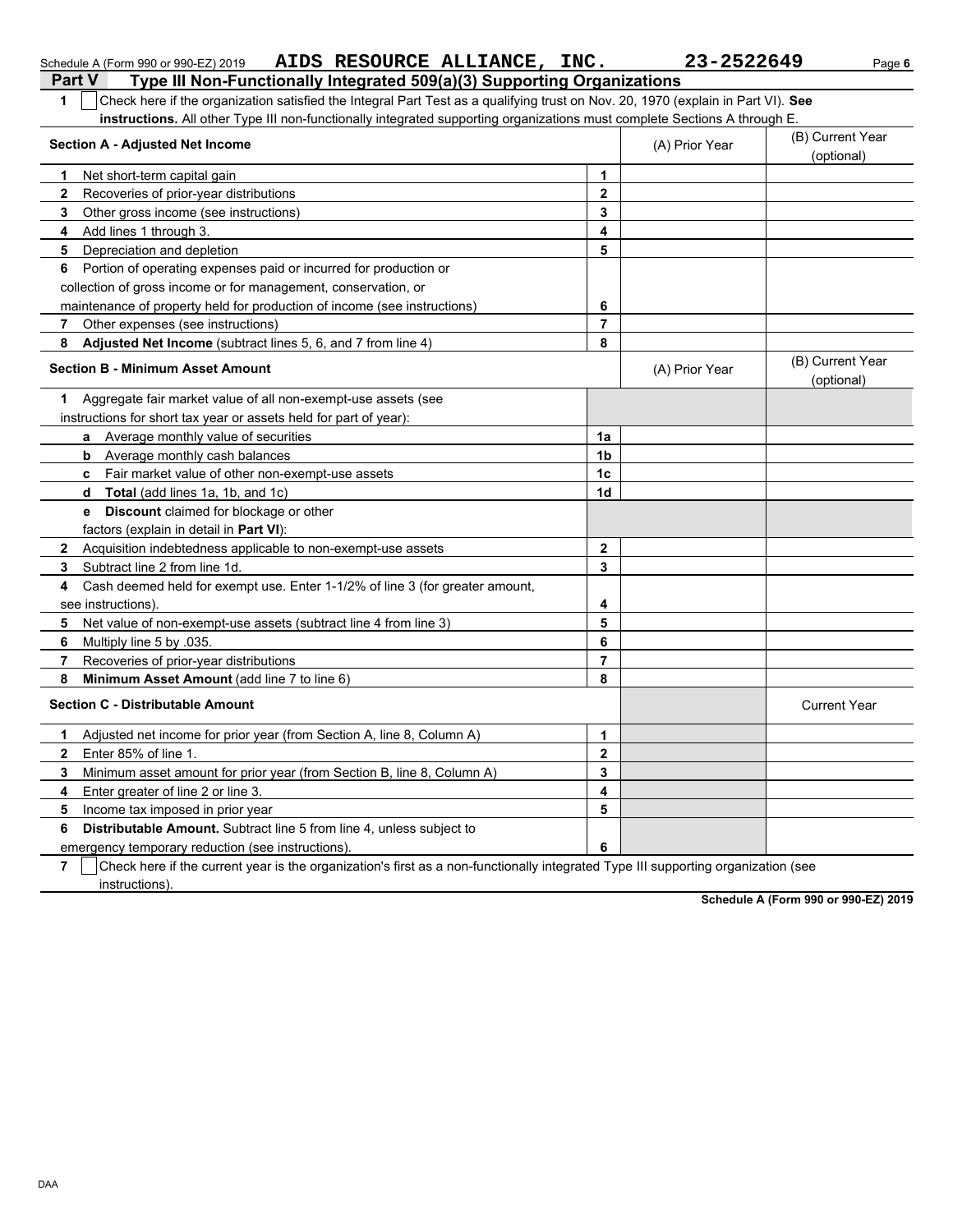Schedule A (Form 990 or 990-EZ) 2019 **AIDS RESOURCE ALLIANCE, INC.** **23-2522649** Page **6**

## Part V Type III Non-Functionally Integrated 509(a)(3) Supporting Organizations

**1** ☐ Check here if the organization satisfied the Integral Part Test as a qualifying trust on Nov. 20, 1970 (explain in Part VI). **See instructions.** All other Type III non-functionally integrated supporting organizations must complete Sections A through E.

| Section A - Adjusted Net Income | | (A) Prior Year | (B) Current Year (optional) |
|---|---|---|---|
| **1** Net short-term capital gain | 1 | | |
| **2** Recoveries of prior-year distributions | 2 | | |
| **3** Other gross income (see instructions) | 3 | | |
| **4** Add lines 1 through 3. | 4 | | |
| **5** Depreciation and depletion | 5 | | |
| **6** Portion of operating expenses paid or incurred for production or collection of gross income or for management, conservation, or maintenance of property held for production of income (see instructions) | 6 | | |
| **7** Other expenses (see instructions) | 7 | | |
| **8** **Adjusted Net Income** (subtract lines 5, 6, and 7 from line 4) | 8 | | |

| Section B - Minimum Asset Amount | | (A) Prior Year | (B) Current Year (optional) |
|---|---|---|---|
| **1** Aggregate fair market value of all non-exempt-use assets (see instructions for short tax year or assets held for part of year): | | | |
| **a** Average monthly value of securities | 1a | | |
| **b** Average monthly cash balances | 1b | | |
| **c** Fair market value of other non-exempt-use assets | 1c | | |
| **d** **Total** (add lines 1a, 1b, and 1c) | 1d | | |
| **e** **Discount** claimed for blockage or other factors (explain in detail in **Part VI**): | | | |
| **2** Acquisition indebtedness applicable to non-exempt-use assets | 2 | | |
| **3** Subtract line 2 from line 1d. | 3 | | |
| **4** Cash deemed held for exempt use. Enter 1-1/2% of line 3 (for greater amount, see instructions). | 4 | | |
| **5** Net value of non-exempt-use assets (subtract line 4 from line 3) | 5 | | |
| **6** Multiply line 5 by .035. | 6 | | |
| **7** Recoveries of prior-year distributions | 7 | | |
| **8** **Minimum Asset Amount** (add line 7 to line 6) | 8 | | |

| Section C - Distributable Amount | | | Current Year |
|---|---|---|---|
| **1** Adjusted net income for prior year (from Section A, line 8, Column A) | 1 | | |
| **2** Enter 85% of line 1. | 2 | | |
| **3** Minimum asset amount for prior year (from Section B, line 8, Column A) | 3 | | |
| **4** Enter greater of line 2 or line 3. | 4 | | |
| **5** Income tax imposed in prior year | 5 | | |
| **6** **Distributable Amount.** Subtract line 5 from line 4, unless subject to emergency temporary reduction (see instructions). | 6 | | |

**7** ☐ Check here if the current year is the organization's first as a non-functionally integrated Type III supporting organization (see instructions).

**Schedule A (Form 990 or 990-EZ) 2019**

DAA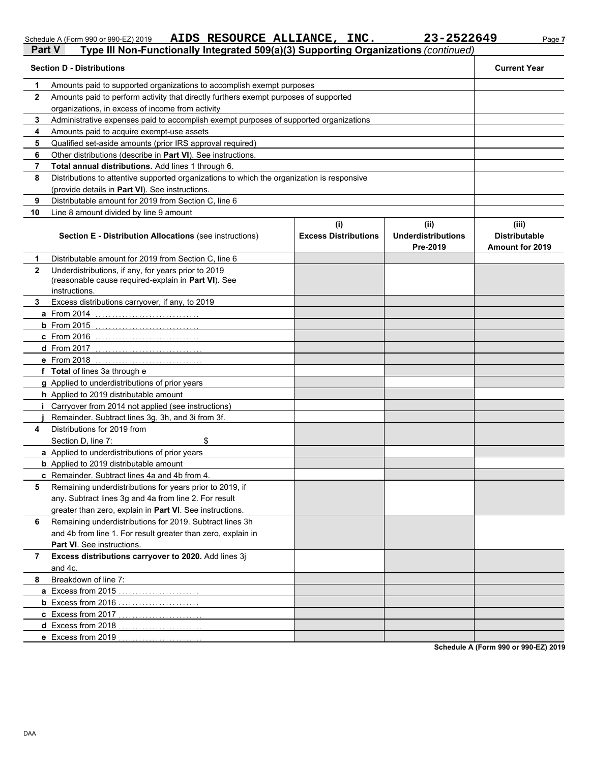Schedule A (Form 990 or 990-EZ) 2019 **AIDS RESOURCE ALLIANCE, INC.** **23-2522649**

## Part V Type III Non-Functionally Integrated 509(a)(3) Supporting Organizations *(continued)*

| | **Section D - Distributions** | **Current Year** |
|---|---|---|
| **1** | Amounts paid to supported organizations to accomplish exempt purposes | |
| **2** | Amounts paid to perform activity that directly furthers exempt purposes of supported organizations, in excess of income from activity | |
| **3** | Administrative expenses paid to accomplish exempt purposes of supported organizations | |
| **4** | Amounts paid to acquire exempt-use assets | |
| **5** | Qualified set-aside amounts (prior IRS approval required) | |
| **6** | Other distributions (describe in **Part VI**). See instructions. | |
| **7** | **Total annual distributions.** Add lines 1 through 6. | |
| **8** | Distributions to attentive supported organizations to which the organization is responsive (provide details in **Part VI**). See instructions. | |
| **9** | Distributable amount for 2019 from Section C, line 6 | |
| **10** | Line 8 amount divided by line 9 amount | |

| | **Section E - Distribution Allocations** (see instructions) | **(i) Excess Distributions** | **(ii) Underdistributions Pre-2019** | **(iii) Distributable Amount for 2019** |
|---|---|---|---|---|
| **1** | Distributable amount for 2019 from Section C, line 6 | | | |
| **2** | Underdistributions, if any, for years prior to 2019 (reasonable cause required-explain in **Part VI**). See instructions. | | | |
| **3** | Excess distributions carryover, if any, to 2019 | | | |
| **a** | From 2014 | | | |
| **b** | From 2015 | | | |
| **c** | From 2016 | | | |
| **d** | From 2017 | | | |
| **e** | From 2018 | | | |
| **f** | **Total** of lines 3a through e | | | |
| **g** | Applied to underdistributions of prior years | | | |
| **h** | Applied to 2019 distributable amount | | | |
| **i** | Carryover from 2014 not applied (see instructions) | | | |
| **j** | Remainder. Subtract lines 3g, 3h, and 3i from 3f. | | | |
| **4** | Distributions for 2019 from Section D, line 7: $ | | | |
| **a** | Applied to underdistributions of prior years | | | |
| **b** | Applied to 2019 distributable amount | | | |
| **c** | Remainder. Subtract lines 4a and 4b from 4. | | | |
| **5** | Remaining underdistributions for years prior to 2019, if any. Subtract lines 3g and 4a from line 2. For result greater than zero, explain in **Part VI**. See instructions. | | | |
| **6** | Remaining underdistributions for 2019. Subtract lines 3h and 4b from line 1. For result greater than zero, explain in **Part VI**. See instructions. | | | |
| **7** | **Excess distributions carryover to 2020.** Add lines 3j and 4c. | | | |
| **8** | Breakdown of line 7: | | | |
| **a** | Excess from 2015 | | | |
| **b** | Excess from 2016 | | | |
| **c** | Excess from 2017 | | | |
| **d** | Excess from 2018 | | | |
| **e** | Excess from 2019 | | | |

**Schedule A (Form 990 or 990-EZ) 2019**

DAA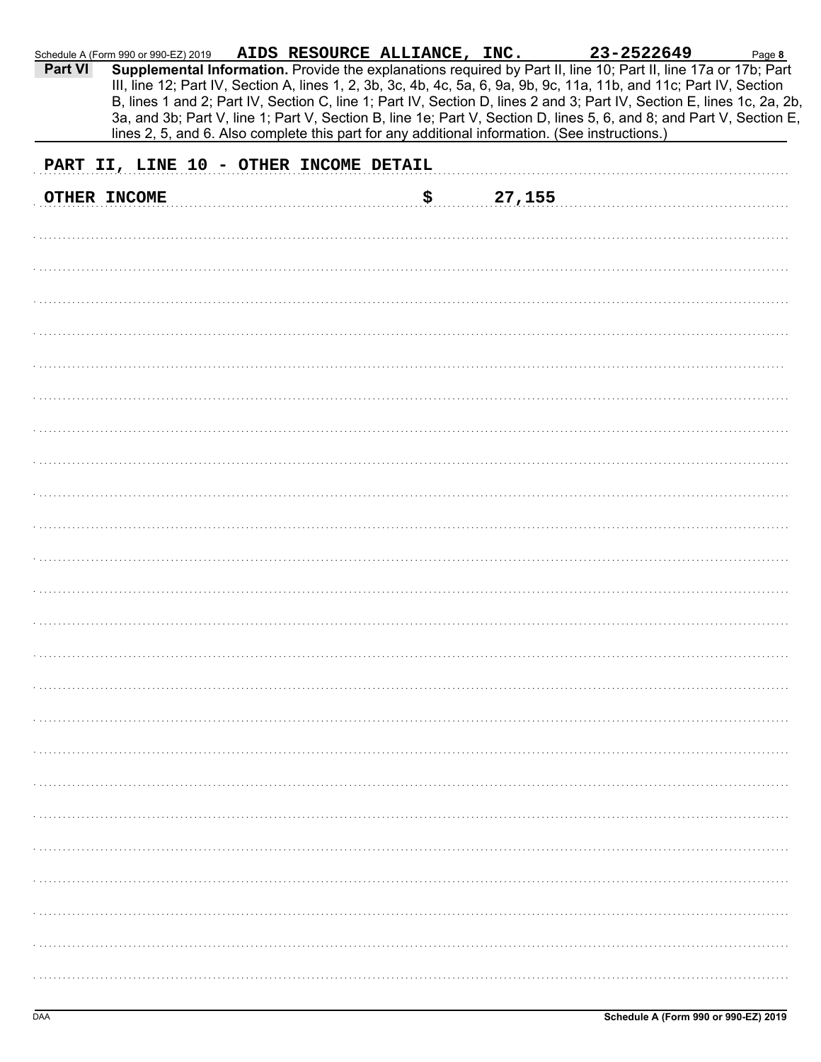Schedule A (Form 990 or 990-EZ) 2019 AIDS RESOURCE ALLIANCE, INC. 23-2522649 Page 8

**Part VI** **Supplemental Information.** Provide the explanations required by Part II, line 10; Part II, line 17a or 17b; Part III, line 12; Part IV, Section A, lines 1, 2, 3b, 3c, 4b, 4c, 5a, 6, 9a, 9b, 9c, 11a, 11b, and 11c; Part IV, Section B, lines 1 and 2; Part IV, Section C, line 1; Part IV, Section D, lines 2 and 3; Part IV, Section E, lines 1c, 2a, 2b, 3a, and 3b; Part V, line 1; Part V, Section B, line 1e; Part V, Section D, lines 5, 6, and 8; and Part V, Section E, lines 2, 5, and 6. Also complete this part for any additional information. (See instructions.)

PART II, LINE 10 - OTHER INCOME DETAIL

OTHER INCOME $ 27,155

DAA **Schedule A (Form 990 or 990-EZ) 2019**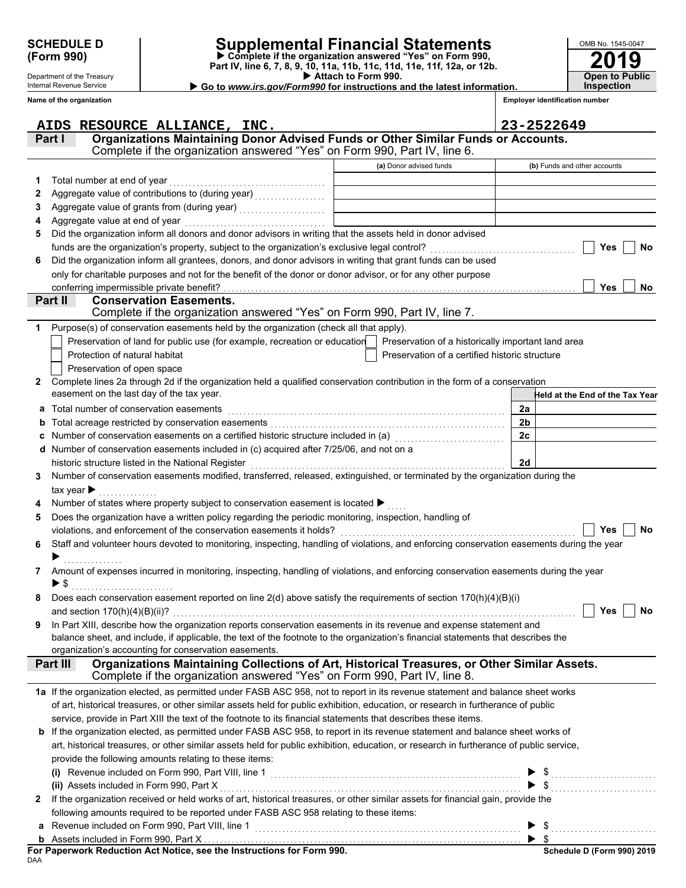**SCHEDULE D (Form 990)**

Department of the Treasury
Internal Revenue Service

# Supplemental Financial Statements

▶ Complete if the organization answered "Yes" on Form 990, Part IV, line 6, 7, 8, 9, 10, 11a, 11b, 11c, 11d, 11e, 11f, 12a, or 12b.
▶ Attach to Form 990.
▶ Go to www.irs.gov/Form990 for instructions and the latest information.

OMB No. 1545-0047

**2019**

**Open to Public Inspection**

Name of the organization: AIDS RESOURCE ALLIANCE, INC.

Employer identification number: 23-2522649

## Part I — Organizations Maintaining Donor Advised Funds or Other Similar Funds or Accounts.
Complete if the organization answered "Yes" on Form 990, Part IV, line 6.

| | | (a) Donor advised funds | (b) Funds and other accounts |
|---|---|---|---|
| 1 | Total number at end of year | | |
| 2 | Aggregate value of contributions to (during year) | | |
| 3 | Aggregate value of grants from (during year) | | |
| 4 | Aggregate value at end of year | | |

5 Did the organization inform all donors and donor advisors in writing that the assets held in donor advised funds are the organization's property, subject to the organization's exclusive legal control? ☐ Yes ☐ No

6 Did the organization inform all grantees, donors, and donor advisors in writing that grant funds can be used only for charitable purposes and not for the benefit of the donor or donor advisor, or for any other purpose conferring impermissible private benefit? ☐ Yes ☐ No

## Part II — Conservation Easements.
Complete if the organization answered "Yes" on Form 990, Part IV, line 7.

1 Purpose(s) of conservation easements held by the organization (check all that apply).

- ☐ Preservation of land for public use (for example, recreation or education)
- ☐ Preservation of a historically important land area
- ☐ Protection of natural habitat
- ☐ Preservation of a certified historic structure
- ☐ Preservation of open space

2 Complete lines 2a through 2d if the organization held a qualified conservation contribution in the form of a conservation easement on the last day of the tax year.

| | | | Held at the End of the Tax Year |
|---|---|---|---|
| a | Total number of conservation easements | 2a | |
| b | Total acreage restricted by conservation easements | 2b | |
| c | Number of conservation easements on a certified historic structure included in (a) | 2c | |
| d | Number of conservation easements included in (c) acquired after 7/25/06, and not on a historic structure listed in the National Register | 2d | |

3 Number of conservation easements modified, transferred, released, extinguished, or terminated by the organization during the tax year ▶

4 Number of states where property subject to conservation easement is located ▶

5 Does the organization have a written policy regarding the periodic monitoring, inspection, handling of violations, and enforcement of the conservation easements it holds? ☐ Yes ☐ No

6 Staff and volunteer hours devoted to monitoring, inspecting, handling of violations, and enforcing conservation easements during the year ▶

7 Amount of expenses incurred in monitoring, inspecting, handling of violations, and enforcing conservation easements during the year ▶ $

8 Does each conservation easement reported on line 2(d) above satisfy the requirements of section 170(h)(4)(B)(i) and section 170(h)(4)(B)(ii)? ☐ Yes ☐ No

9 In Part XIII, describe how the organization reports conservation easements in its revenue and expense statement and balance sheet, and include, if applicable, the text of the footnote to the organization's financial statements that describes the organization's accounting for conservation easements.

## Part III — Organizations Maintaining Collections of Art, Historical Treasures, or Other Similar Assets.
Complete if the organization answered "Yes" on Form 990, Part IV, line 8.

1a If the organization elected, as permitted under FASB ASC 958, not to report in its revenue statement and balance sheet works of art, historical treasures, or other similar assets held for public exhibition, education, or research in furtherance of public service, provide in Part XIII the text of the footnote to its financial statements that describes these items.

b If the organization elected, as permitted under FASB ASC 958, to report in its revenue statement and balance sheet works of art, historical treasures, or other similar assets held for public exhibition, education, or research in furtherance of public service, provide the following amounts relating to these items:

(i) Revenue included on Form 990, Part VIII, line 1 ▶ $

(ii) Assets included in Form 990, Part X ▶ $

2 If the organization received or held works of art, historical treasures, or other similar assets for financial gain, provide the following amounts required to be reported under FASB ASC 958 relating to these items:

a Revenue included on Form 990, Part VIII, line 1 ▶ $

b Assets included in Form 990, Part X ▶ $

**For Paperwork Reduction Act Notice, see the Instructions for Form 990.**

DAA

**Schedule D (Form 990) 2019**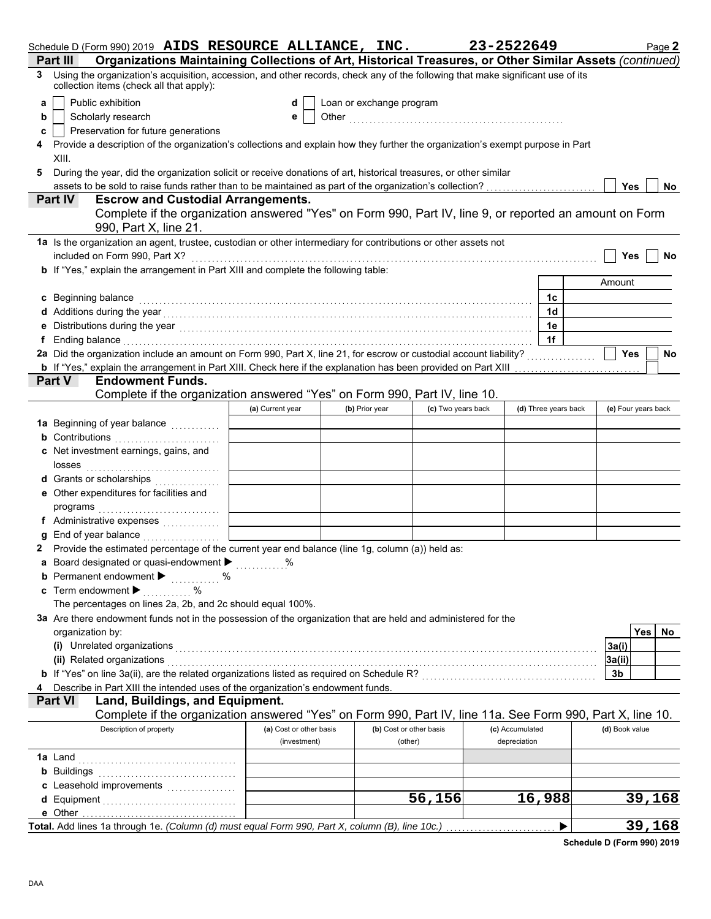Schedule D (Form 990) 2019 **AIDS RESOURCE ALLIANCE, INC.** **23-2522649** Page **2**

## Part III Organizations Maintaining Collections of Art, Historical Treasures, or Other Similar Assets *(continued)*

**3** Using the organization's acquisition, accession, and other records, check any of the following that make significant use of its collection items (check all that apply):

- **a** ☐ Public exhibition
- **b** ☐ Scholarly research
- **c** ☐ Preservation for future generations
- **d** ☐ Loan or exchange program
- **e** ☐ Other ....................

**4** Provide a description of the organization's collections and explain how they further the organization's exempt purpose in Part XIII.

**5** During the year, did the organization solicit or receive donations of art, historical treasures, or other similar assets to be sold to raise funds rather than to be maintained as part of the organization's collection? ☐ Yes ☐ No

## Part IV Escrow and Custodial Arrangements.

Complete if the organization answered "Yes" on Form 990, Part IV, line 9, or reported an amount on Form 990, Part X, line 21.

**1a** Is the organization an agent, trustee, custodian or other intermediary for contributions or other assets not included on Form 990, Part X? ☐ Yes ☐ No

**b** If "Yes," explain the arrangement in Part XIII and complete the following table:

| | | Amount |
|---|---|---|
| **c** Beginning balance | 1c | |
| **d** Additions during the year | 1d | |
| **e** Distributions during the year | 1e | |
| **f** Ending balance | 1f | |

**2a** Did the organization include an amount on Form 990, Part X, line 21, for escrow or custodial account liability? ☐ Yes ☐ No

**b** If "Yes," explain the arrangement in Part XIII. Check here if the explanation has been provided on Part XIII ☐

## Part V Endowment Funds.

Complete if the organization answered "Yes" on Form 990, Part IV, line 10.

| | (a) Current year | (b) Prior year | (c) Two years back | (d) Three years back | (e) Four years back |
|---|---|---|---|---|---|
| **1a** Beginning of year balance | | | | | |
| **b** Contributions | | | | | |
| **c** Net investment earnings, gains, and losses | | | | | |
| **d** Grants or scholarships | | | | | |
| **e** Other expenditures for facilities and programs | | | | | |
| **f** Administrative expenses | | | | | |
| **g** End of year balance | | | | | |

**2** Provide the estimated percentage of the current year end balance (line 1g, column (a)) held as:

- **a** Board designated or quasi-endowment ▶ ........ %
- **b** Permanent endowment ▶ ........ %
- **c** Term endowment ▶ ........ %

The percentages on lines 2a, 2b, and 2c should equal 100%.

**3a** Are there endowment funds not in the possession of the organization that are held and administered for the organization by:

| | | Yes | No |
|---|---|---|---|
| **(i)** Unrelated organizations | 3a(i) | | |
| **(ii)** Related organizations | 3a(ii) | | |
| **b** If "Yes" on line 3a(ii), are the related organizations listed as required on Schedule R? | 3b | | |

**4** Describe in Part XIII the intended uses of the organization's endowment funds.

## Part VI Land, Buildings, and Equipment.

Complete if the organization answered "Yes" on Form 990, Part IV, line 11a. See Form 990, Part X, line 10.

| Description of property | (a) Cost or other basis (investment) | (b) Cost or other basis (other) | (c) Accumulated depreciation | (d) Book value |
|---|---|---|---|---|
| **1a** Land | | | | |
| **b** Buildings | | | | |
| **c** Leasehold improvements | | | | |
| **d** Equipment | | 56,156 | 16,988 | 39,168 |
| **e** Other | | | | |
| **Total.** Add lines 1a through 1e. *(Column (d) must equal Form 990, Part X, column (B), line 10c.)* ▶ | | | | 39,168 |

**Schedule D (Form 990) 2019**

DAA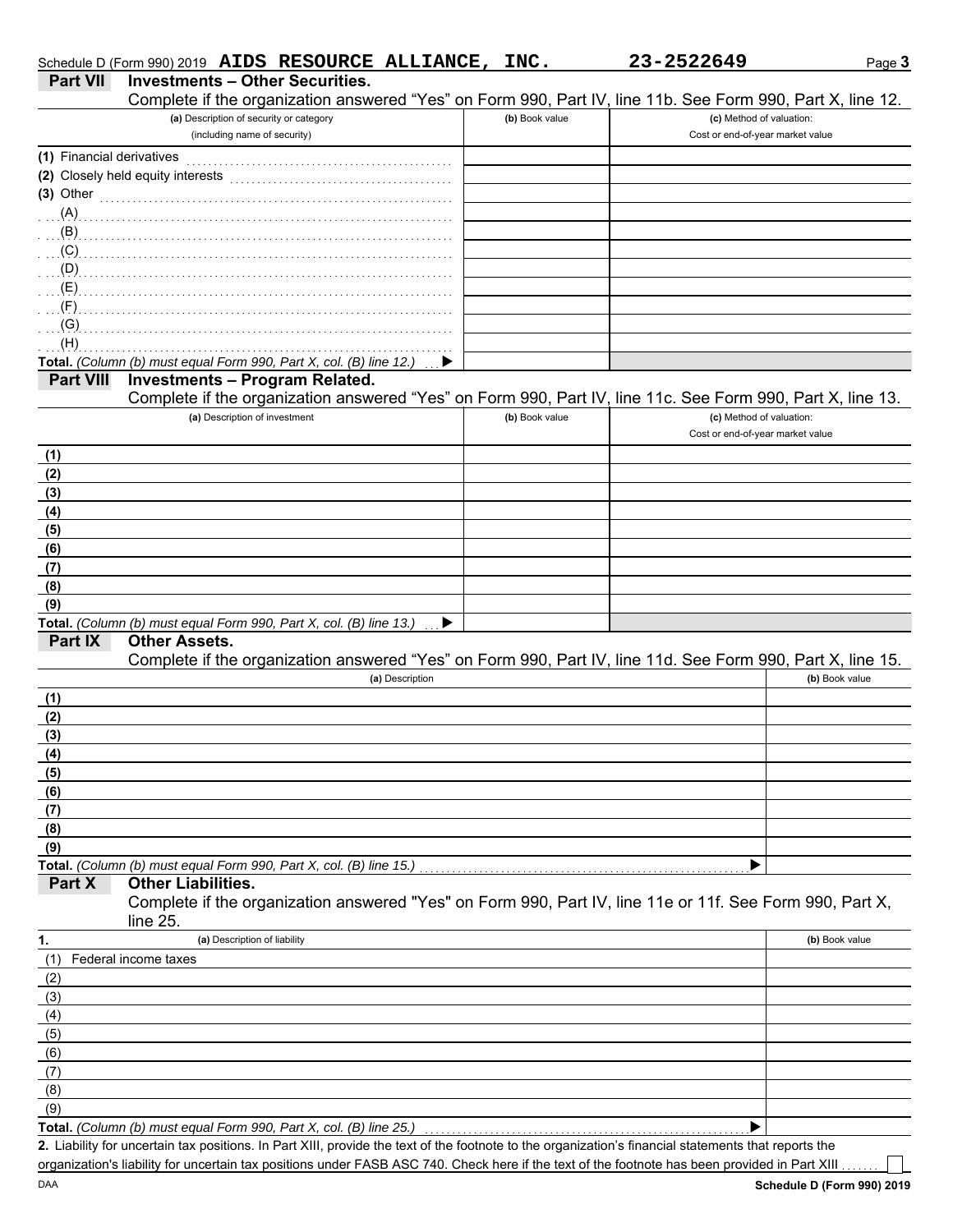Schedule D (Form 990) 2019 **AIDS RESOURCE ALLIANCE, INC.** **23-2522649** Page **3**

## Part VII Investments – Other Securities.

Complete if the organization answered "Yes" on Form 990, Part IV, line 11b. See Form 990, Part X, line 12.

| (a) Description of security or category (including name of security) | (b) Book value | (c) Method of valuation: Cost or end-of-year market value |
|---|---|---|
| (1) Financial derivatives | | |
| (2) Closely held equity interests | | |
| (3) Other | | |
| (A) | | |
| (B) | | |
| (C) | | |
| (D) | | |
| (E) | | |
| (F) | | |
| (G) | | |
| (H) | | |
| **Total.** *(Column (b) must equal Form 990, Part X, col. (B) line 12.)* ▶ | | |

## Part VIII Investments – Program Related.

Complete if the organization answered "Yes" on Form 990, Part IV, line 11c. See Form 990, Part X, line 13.

| (a) Description of investment | (b) Book value | (c) Method of valuation: Cost or end-of-year market value |
|---|---|---|
| (1) | | |
| (2) | | |
| (3) | | |
| (4) | | |
| (5) | | |
| (6) | | |
| (7) | | |
| (8) | | |
| (9) | | |
| **Total.** *(Column (b) must equal Form 990, Part X, col. (B) line 13.)* ▶ | | |

## Part IX Other Assets.

Complete if the organization answered "Yes" on Form 990, Part IV, line 11d. See Form 990, Part X, line 15.

| (a) Description | (b) Book value |
|---|---|
| (1) | |
| (2) | |
| (3) | |
| (4) | |
| (5) | |
| (6) | |
| (7) | |
| (8) | |
| (9) | |
| **Total.** *(Column (b) must equal Form 990, Part X, col. (B) line 15.)* ▶ | |

## Part X Other Liabilities.

Complete if the organization answered "Yes" on Form 990, Part IV, line 11e or 11f. See Form 990, Part X, line 25.

| 1. (a) Description of liability | (b) Book value |
|---|---|
| (1) Federal income taxes | |
| (2) | |
| (3) | |
| (4) | |
| (5) | |
| (6) | |
| (7) | |
| (8) | |
| (9) | |
| **Total.** *(Column (b) must equal Form 990, Part X, col. (B) line 25.)* ▶ | |

**2.** Liability for uncertain tax positions. In Part XIII, provide the text of the footnote to the organization's financial statements that reports the organization's liability for uncertain tax positions under FASB ASC 740. Check here if the text of the footnote has been provided in Part XIII ☐

DAA **Schedule D (Form 990) 2019**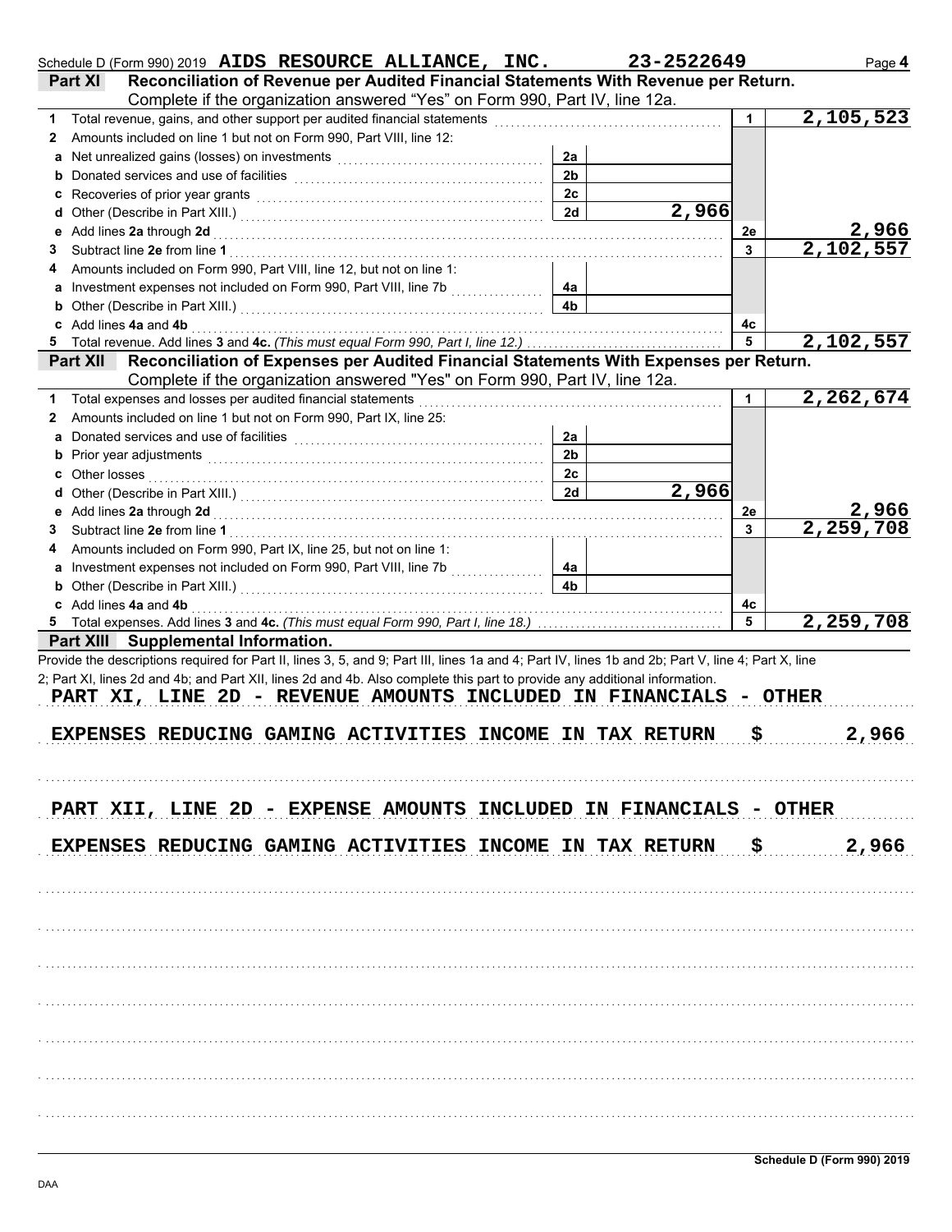Schedule D (Form 990) 2019 **AIDS RESOURCE ALLIANCE, INC.** **23-2522649** Page **4**

## Part XI Reconciliation of Revenue per Audited Financial Statements With Revenue per Return.

Complete if the organization answered "Yes" on Form 990, Part IV, line 12a.

| | | | | | |
|---|---|---|---|---|---|
| **1** | Total revenue, gains, and other support per audited financial statements | | | 1 | 2,105,523 |
| **2** | Amounts included on line 1 but not on Form 990, Part VIII, line 12: | | | | |
| **a** | Net unrealized gains (losses) on investments | 2a | | | |
| **b** | Donated services and use of facilities | 2b | | | |
| **c** | Recoveries of prior year grants | 2c | | | |
| **d** | Other (Describe in Part XIII.) | 2d | 2,966 | | |
| **e** | Add lines **2a** through **2d** | | | 2e | 2,966 |
| **3** | Subtract line **2e** from line **1** | | | 3 | 2,102,557 |
| **4** | Amounts included on Form 990, Part VIII, line 12, but not on line 1: | | | | |
| **a** | Investment expenses not included on Form 990, Part VIII, line 7b | 4a | | | |
| **b** | Other (Describe in Part XIII.) | 4b | | | |
| **c** | Add lines **4a** and **4b** | | | 4c | |
| **5** | Total revenue. Add lines **3** and **4c.** *(This must equal Form 990, Part I, line 12.)* | | | 5 | 2,102,557 |

## Part XII Reconciliation of Expenses per Audited Financial Statements With Expenses per Return.

Complete if the organization answered "Yes" on Form 990, Part IV, line 12a.

| | | | | | |
|---|---|---|---|---|---|
| **1** | Total expenses and losses per audited financial statements | | | 1 | 2,262,674 |
| **2** | Amounts included on line 1 but not on Form 990, Part IX, line 25: | | | | |
| **a** | Donated services and use of facilities | 2a | | | |
| **b** | Prior year adjustments | 2b | | | |
| **c** | Other losses | 2c | | | |
| **d** | Other (Describe in Part XIII.) | 2d | 2,966 | | |
| **e** | Add lines **2a** through **2d** | | | 2e | 2,966 |
| **3** | Subtract line **2e** from line **1** | | | 3 | 2,259,708 |
| **4** | Amounts included on Form 990, Part IX, line 25, but not on line 1: | | | | |
| **a** | Investment expenses not included on Form 990, Part VIII, line 7b | 4a | | | |
| **b** | Other (Describe in Part XIII.) | 4b | | | |
| **c** | Add lines **4a** and **4b** | | | 4c | |
| **5** | Total expenses. Add lines **3** and **4c.** *(This must equal Form 990, Part I, line 18.)* | | | 5 | 2,259,708 |

## Part XIII Supplemental Information.

Provide the descriptions required for Part II, lines 3, 5, and 9; Part III, lines 1a and 4; Part IV, lines 1b and 2b; Part V, line 4; Part X, line 2; Part XI, lines 2d and 4b; and Part XII, lines 2d and 4b. Also complete this part to provide any additional information.

**PART XI, LINE 2D - REVENUE AMOUNTS INCLUDED IN FINANCIALS - OTHER**

**EXPENSES REDUCING GAMING ACTIVITIES INCOME IN TAX RETURN $ 2,966**

**PART XII, LINE 2D - EXPENSE AMOUNTS INCLUDED IN FINANCIALS - OTHER**

**EXPENSES REDUCING GAMING ACTIVITIES INCOME IN TAX RETURN $ 2,966**

**Schedule D (Form 990) 2019**

DAA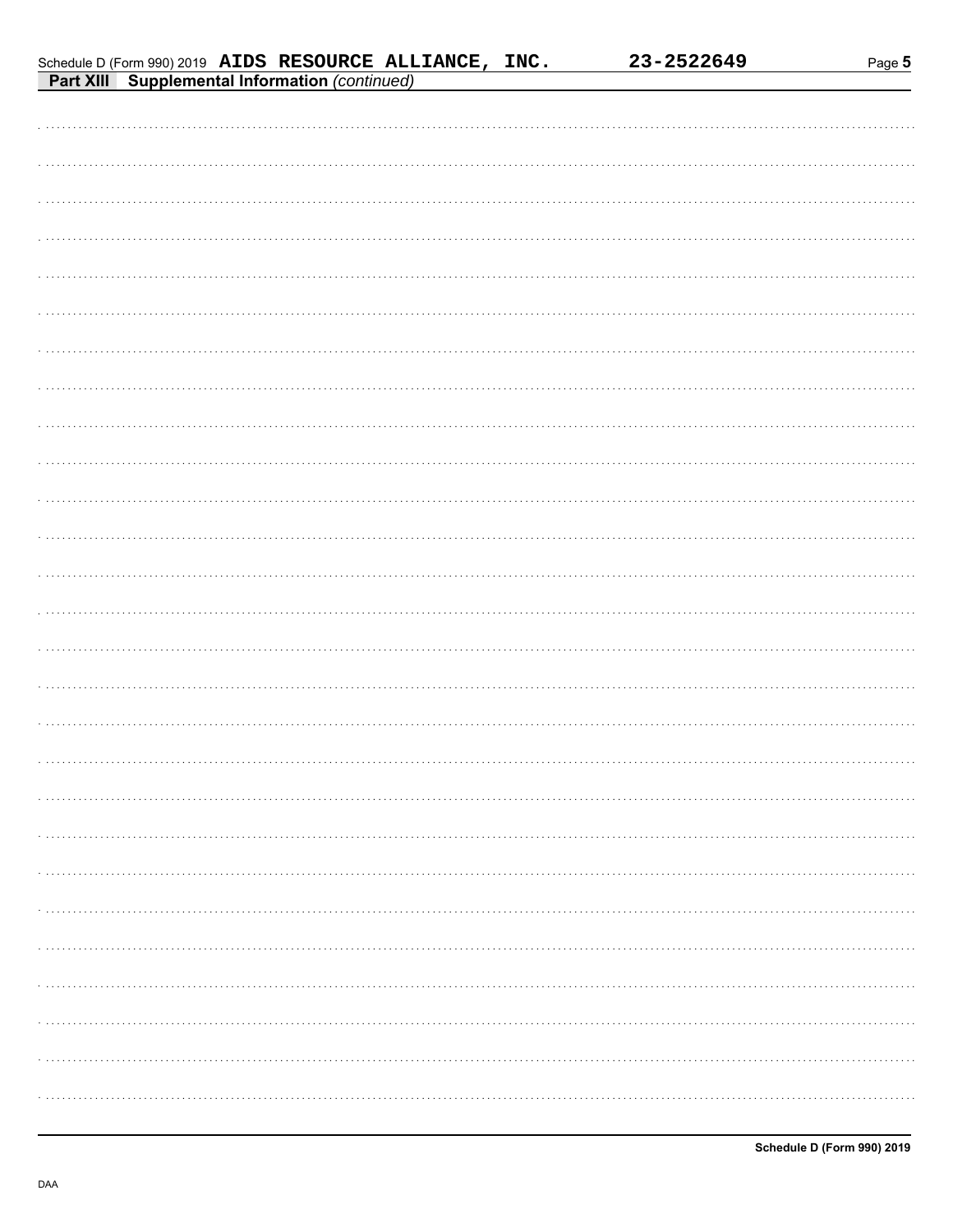Schedule D (Form 990) 2019 **AIDS RESOURCE ALLIANCE, INC.** **23-2522649**

**Part XIII Supplemental Information** *(continued)*

**Schedule D (Form 990) 2019**

DAA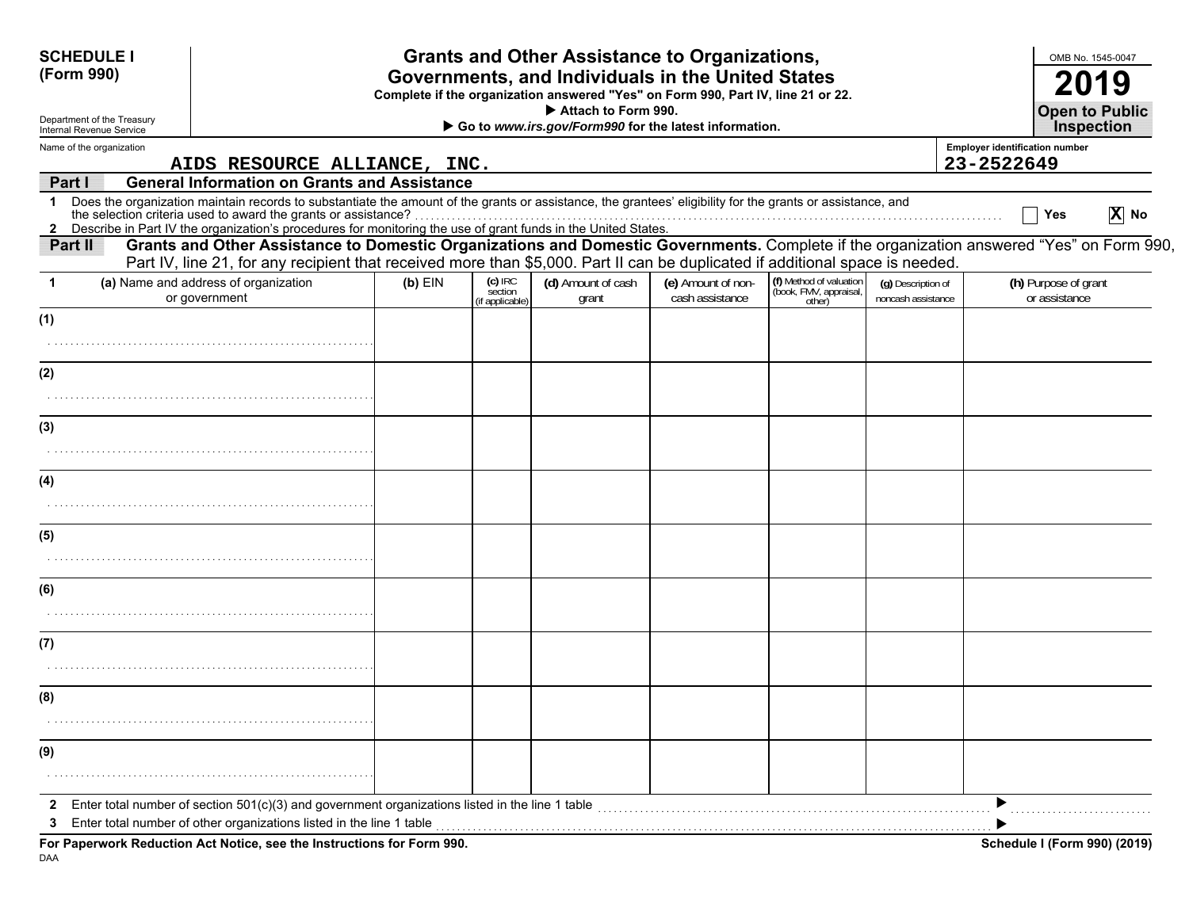**SCHEDULE I (Form 990)**

Department of the Treasury
Internal Revenue Service

# Grants and Other Assistance to Organizations, Governments, and Individuals in the United States

**Complete if the organization answered "Yes" on Form 990, Part IV, line 21 or 22.**
▶ **Attach to Form 990.**
▶ **Go to *www.irs.gov/Form990* for the latest information.**

OMB No. 1545-0047

**2019**

**Open to Public Inspection**

Name of the organization: AIDS RESOURCE ALLIANCE, INC.

Employer identification number: 23-2522649

## Part I General Information on Grants and Assistance

**1** Does the organization maintain records to substantiate the amount of the grants or assistance, the grantees' eligibility for the grants or assistance, and the selection criteria used to award the grants or assistance? ☐ Yes ☒ No

**2** Describe in Part IV the organization's procedures for monitoring the use of grant funds in the United States.

## Part II Grants and Other Assistance to Domestic Organizations and Domestic Governments.

Complete if the organization answered "Yes" on Form 990, Part IV, line 21, for any recipient that received more than $5,000. Part II can be duplicated if additional space is needed.

| 1 | (a) Name and address of organization or government | (b) EIN | (c) IRC section (if applicable) | (d) Amount of cash grant | (e) Amount of non-cash assistance | (f) Method of valuation (book, FMV, appraisal, other) | (g) Description of noncash assistance | (h) Purpose of grant or assistance |
|---|---|---|---|---|---|---|---|---|
| (1) | | | | | | | | |
| (2) | | | | | | | | |
| (3) | | | | | | | | |
| (4) | | | | | | | | |
| (5) | | | | | | | | |
| (6) | | | | | | | | |
| (7) | | | | | | | | |
| (8) | | | | | | | | |
| (9) | | | | | | | | |

**2** Enter total number of section 501(c)(3) and government organizations listed in the line 1 table ▶

**3** Enter total number of other organizations listed in the line 1 table ▶

**For Paperwork Reduction Act Notice, see the Instructions for Form 990.**

DAA

**Schedule I (Form 990) (2019)**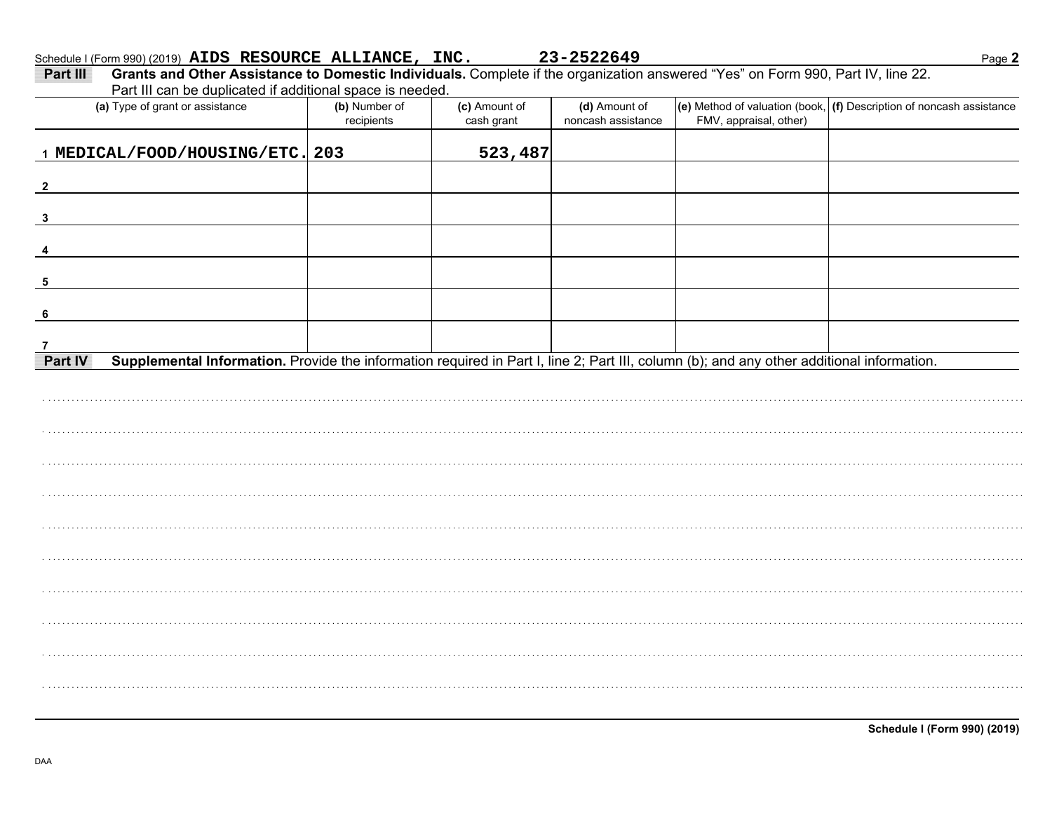Schedule I (Form 990) (2019) AIDS RESOURCE ALLIANCE, INC. 23-2522649

**Part III** **Grants and Other Assistance to Domestic Individuals.** Complete if the organization answered "Yes" on Form 990, Part IV, line 22. Part III can be duplicated if additional space is needed.

| (a) Type of grant or assistance | (b) Number of recipients | (c) Amount of cash grant | (d) Amount of noncash assistance | (e) Method of valuation (book, FMV, appraisal, other) | (f) Description of noncash assistance |
|---|---|---|---|---|---|
| 1 MEDICAL/FOOD/HOUSING/ETC. | 203 | 523,487 | | | |
| 2 | | | | | |
| 3 | | | | | |
| 4 | | | | | |
| 5 | | | | | |
| 6 | | | | | |
| 7 | | | | | |

**Part IV** **Supplemental Information.** Provide the information required in Part I, line 2; Part III, column (b); and any other additional information.

Schedule I (Form 990) (2019)

DAA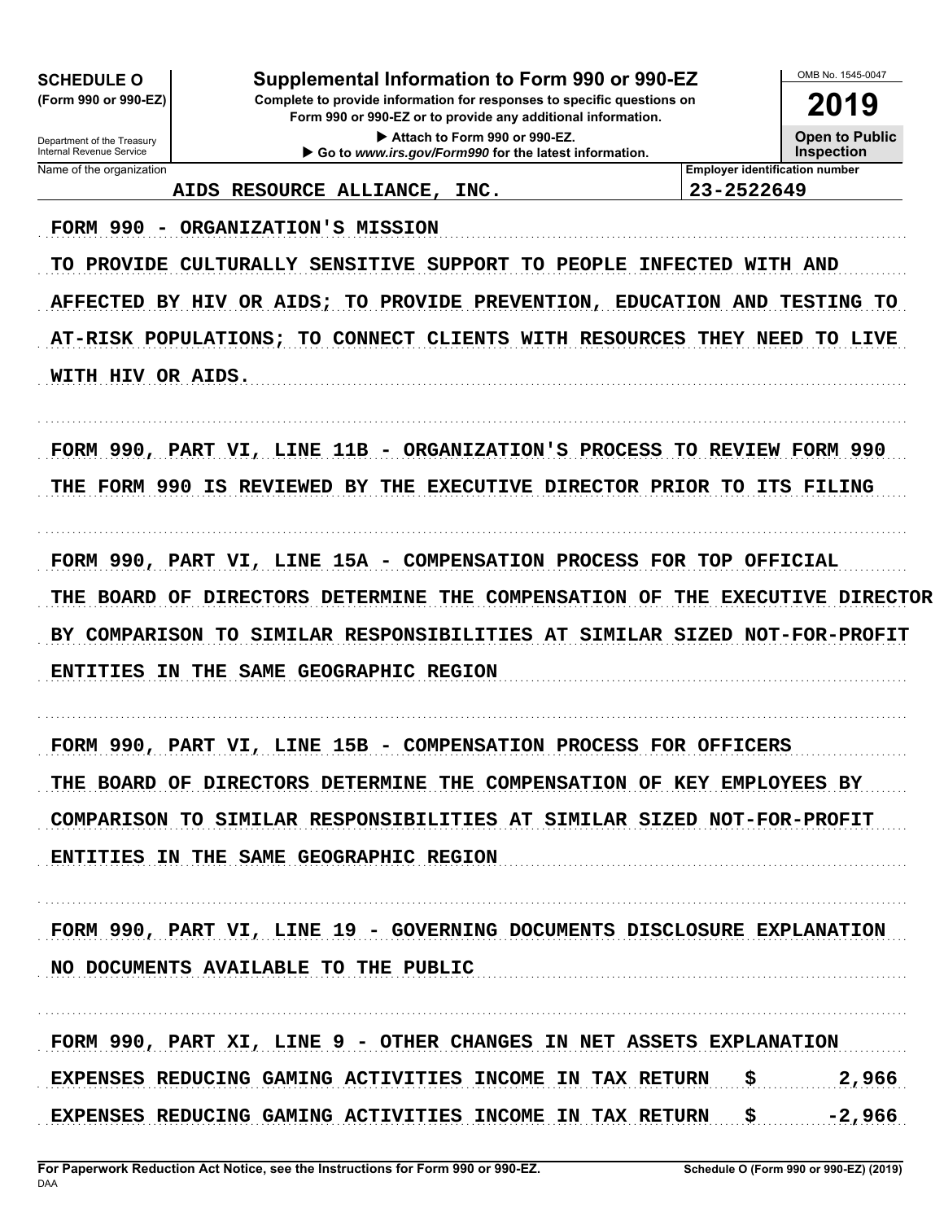**SCHEDULE O (Form 990 or 990-EZ)**

Department of the Treasury
Internal Revenue Service

# Supplemental Information to Form 990 or 990-EZ

**Complete to provide information for responses to specific questions on Form 990 or 990-EZ or to provide any additional information.**

▶ Attach to Form 990 or 990-EZ.

▶ Go to *www.irs.gov/Form990* for the latest information.

OMB No. 1545-0047

**2019**

**Open to Public Inspection**

| Name of the organization | Employer identification number |
|---|---|
| AIDS RESOURCE ALLIANCE, INC. | 23-2522649 |

FORM 990 - ORGANIZATION'S MISSION

TO PROVIDE CULTURALLY SENSITIVE SUPPORT TO PEOPLE INFECTED WITH AND AFFECTED BY HIV OR AIDS; TO PROVIDE PREVENTION, EDUCATION AND TESTING TO AT-RISK POPULATIONS; TO CONNECT CLIENTS WITH RESOURCES THEY NEED TO LIVE WITH HIV OR AIDS.

FORM 990, PART VI, LINE 11B - ORGANIZATION'S PROCESS TO REVIEW FORM 990

THE FORM 990 IS REVIEWED BY THE EXECUTIVE DIRECTOR PRIOR TO ITS FILING

FORM 990, PART VI, LINE 15A - COMPENSATION PROCESS FOR TOP OFFICIAL

THE BOARD OF DIRECTORS DETERMINE THE COMPENSATION OF THE EXECUTIVE DIRECTOR BY COMPARISON TO SIMILAR RESPONSIBILITIES AT SIMILAR SIZED NOT-FOR-PROFIT ENTITIES IN THE SAME GEOGRAPHIC REGION

FORM 990, PART VI, LINE 15B - COMPENSATION PROCESS FOR OFFICERS

THE BOARD OF DIRECTORS DETERMINE THE COMPENSATION OF KEY EMPLOYEES BY COMPARISON TO SIMILAR RESPONSIBILITIES AT SIMILAR SIZED NOT-FOR-PROFIT ENTITIES IN THE SAME GEOGRAPHIC REGION

FORM 990, PART VI, LINE 19 - GOVERNING DOCUMENTS DISCLOSURE EXPLANATION

NO DOCUMENTS AVAILABLE TO THE PUBLIC

FORM 990, PART XI, LINE 9 - OTHER CHANGES IN NET ASSETS EXPLANATION

| | | |
|---|---|---|
| EXPENSES REDUCING GAMING ACTIVITIES INCOME IN TAX RETURN | $ | 2,966 |
| EXPENSES REDUCING GAMING ACTIVITIES INCOME IN TAX RETURN | $ | -2,966 |

For Paperwork Reduction Act Notice, see the Instructions for Form 990 or 990-EZ.

DAA

Schedule O (Form 990 or 990-EZ) (2019)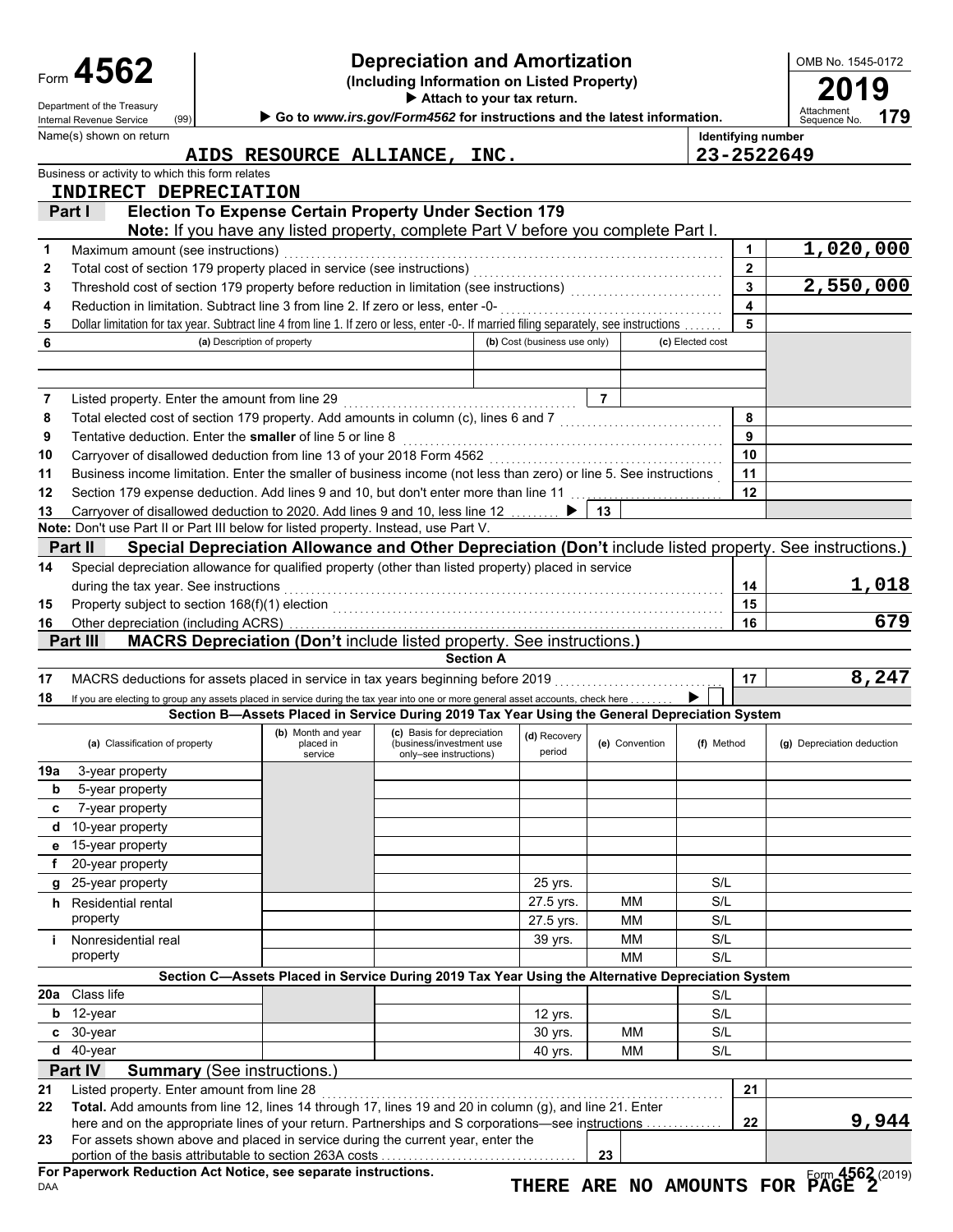Form **4562**

Department of the Treasury
Internal Revenue Service (99)

# Depreciation and Amortization

**(Including Information on Listed Property)**

▶ **Attach to your tax return.**

▶ **Go to www.irs.gov/Form4562 for instructions and the latest information.**

OMB No. 1545-0172

**2019**

Attachment Sequence No. **179**

Name(s) shown on return: AIDS RESOURCE ALLIANCE, INC.

Identifying number: 23-2522649

Business or activity to which this form relates: INDIRECT DEPRECIATION

## Part I Election To Expense Certain Property Under Section 179

**Note:** If you have any listed property, complete Part V before you complete Part I.

| | | | |
|---|---|---|---|
| 1 | Maximum amount (see instructions) | 1 | 1,020,000 |
| 2 | Total cost of section 179 property placed in service (see instructions) | 2 | |
| 3 | Threshold cost of section 179 property before reduction in limitation (see instructions) | 3 | 2,550,000 |
| 4 | Reduction in limitation. Subtract line 3 from line 2. If zero or less, enter -0- | 4 | |
| 5 | Dollar limitation for tax year. Subtract line 4 from line 1. If zero or less, enter -0-. If married filing separately, see instructions | 5 | |

| 6 (a) Description of property | (b) Cost (business use only) | (c) Elected cost |
|---|---|---|
| | | |
| | | |

| | | | |
|---|---|---|---|
| 7 | Listed property. Enter the amount from line 29 | 7 | |
| 8 | Total elected cost of section 179 property. Add amounts in column (c), lines 6 and 7 | 8 | |
| 9 | Tentative deduction. Enter the **smaller** of line 5 or line 8 | 9 | |
| 10 | Carryover of disallowed deduction from line 13 of your 2018 Form 4562 | 10 | |
| 11 | Business income limitation. Enter the smaller of business income (not less than zero) or line 5. See instructions | 11 | |
| 12 | Section 179 expense deduction. Add lines 9 and 10, but don't enter more than line 11 | 12 | |
| 13 | Carryover of disallowed deduction to 2020. Add lines 9 and 10, less line 12 ▶ | 13 | |

**Note:** Don't use Part II or Part III below for listed property. Instead, use Part V.

## Part II Special Depreciation Allowance and Other Depreciation (Don't include listed property. See instructions.)

| | | | |
|---|---|---|---|
| 14 | Special depreciation allowance for qualified property (other than listed property) placed in service during the tax year. See instructions | 14 | 1,018 |
| 15 | Property subject to section 168(f)(1) election | 15 | |
| 16 | Other depreciation (including ACRS) | 16 | 679 |

## Part III MACRS Depreciation (Don't include listed property. See instructions.)

### Section A

| | | | |
|---|---|---|---|
| 17 | MACRS deductions for assets placed in service in tax years beginning before 2019 | 17 | 8,247 |
| 18 | If you are electing to group any assets placed in service during the tax year into one or more general asset accounts, check here ▶ ☐ | | |

### Section B—Assets Placed in Service During 2019 Tax Year Using the General Depreciation System

| (a) Classification of property | (b) Month and year placed in service | (c) Basis for depreciation (business/investment use only–see instructions) | (d) Recovery period | (e) Convention | (f) Method | (g) Depreciation deduction |
|---|---|---|---|---|---|---|
| 19a 3-year property | | | | | | |
| b 5-year property | | | | | | |
| c 7-year property | | | | | | |
| d 10-year property | | | | | | |
| e 15-year property | | | | | | |
| f 20-year property | | | | | | |
| g 25-year property | | | 25 yrs. | | S/L | |
| h Residential rental property | | | 27.5 yrs. | MM | S/L | |
| | | | 27.5 yrs. | MM | S/L | |
| i Nonresidential real property | | | 39 yrs. | MM | S/L | |
| | | | | MM | S/L | |

### Section C—Assets Placed in Service During 2019 Tax Year Using the Alternative Depreciation System

| (a) Classification of property | (b) Month and year placed in service | (c) Basis for depreciation | (d) Recovery period | (e) Convention | (f) Method | (g) Depreciation deduction |
|---|---|---|---|---|---|---|
| 20a Class life | | | | | S/L | |
| b 12-year | | | 12 yrs. | | S/L | |
| c 30-year | | | 30 yrs. | MM | S/L | |
| d 40-year | | | 40 yrs. | MM | S/L | |

## Part IV Summary (See instructions.)

| | | | |
|---|---|---|---|
| 21 | Listed property. Enter amount from line 28 | 21 | |
| 22 | **Total.** Add amounts from line 12, lines 14 through 17, lines 19 and 20 in column (g), and line 21. Enter here and on the appropriate lines of your return. Partnerships and S corporations—see instructions | 22 | 9,944 |
| 23 | For assets shown above and placed in service during the current year, enter the portion of the basis attributable to section 263A costs | 23 | |

**For Paperwork Reduction Act Notice, see separate instructions.**

DAA

THERE ARE NO AMOUNTS FOR PAGE 2

Form **4562** (2019)